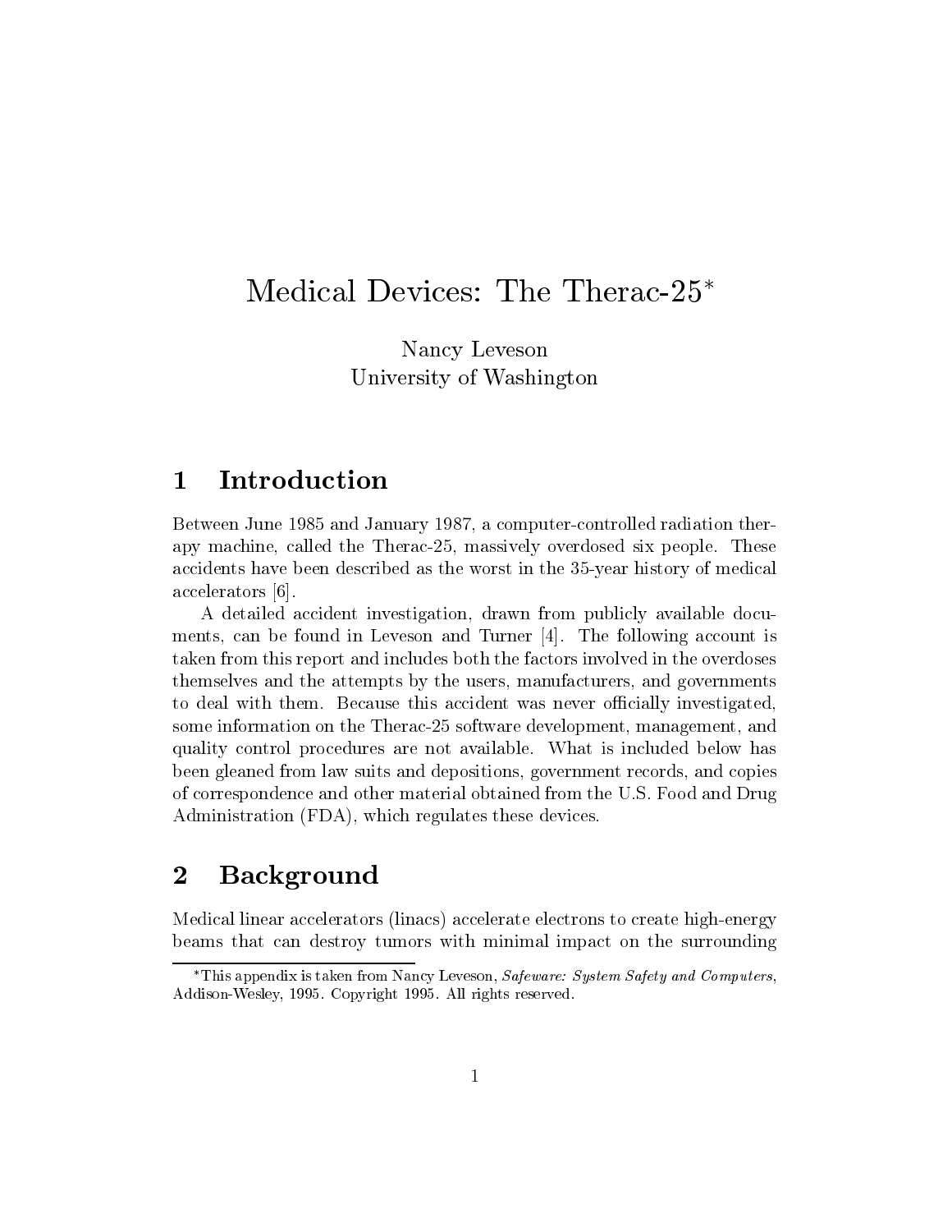# Medical Devices: The Therac-25*

Nancy Leveson
University of Washington

## 1 Introduction

Between June 1985 and January 1987, a computer-controlled radiation therapy machine, called the Therac-25, massively overdosed six people. These accidents have been described as the worst in the 35-year history of medical accelerators [6].

A detailed accident investigation, drawn from publicly available documents, can be found in Leveson and Turner [4]. The following account is taken from this report and includes both the factors involved in the overdoses themselves and the attempts by the users, manufacturers, and governments to deal with them. Because this accident was never officially investigated, some information on the Therac-25 software development, management, and quality control procedures are not available. What is included below has been gleaned from law suits and depositions, government records, and copies of correspondence and other material obtained from the U.S. Food and Drug Administration (FDA), which regulates these devices.

## 2 Background

Medical linear accelerators (linacs) accelerate electrons to create high-energy beams that can destroy tumors with minimal impact on the surrounding

---

*This appendix is taken from Nancy Leveson, *Safeware: System Safety and Computers*, Addison-Wesley, 1995. Copyright 1995. All rights reserved.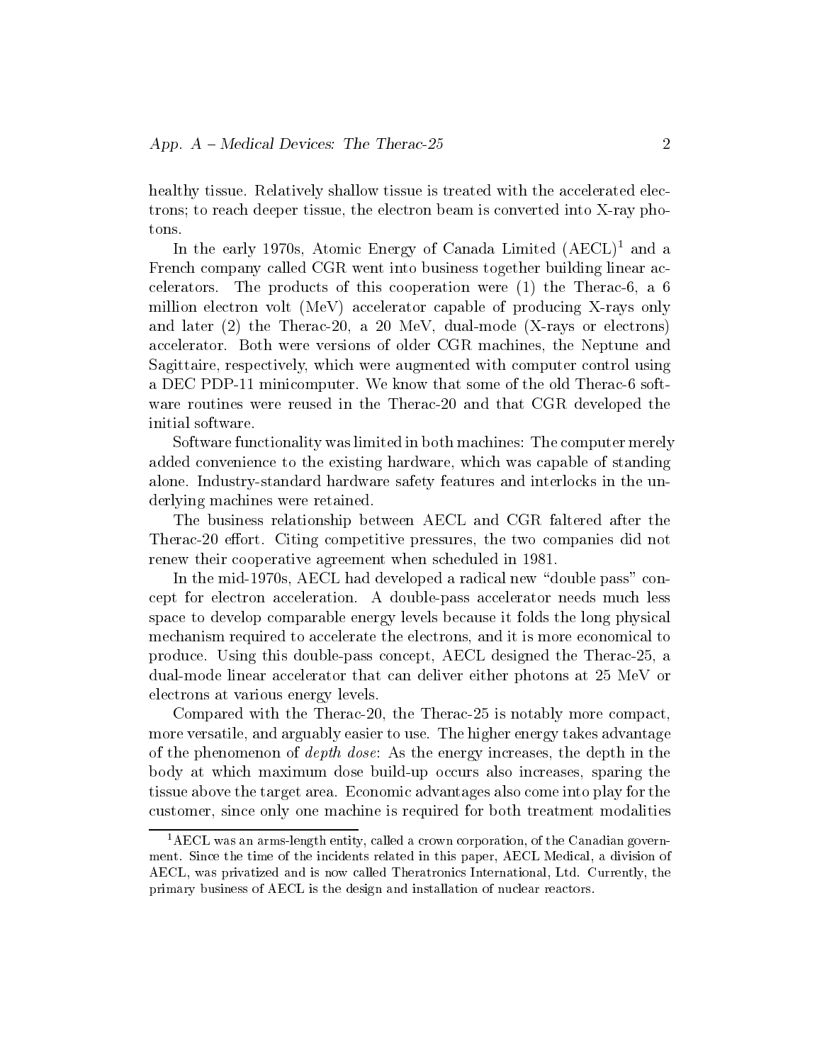healthy tissue. Relatively shallow tissue is treated with the accelerated electrons; to reach deeper tissue, the electron beam is converted into X-ray photons.

In the early 1970s, Atomic Energy of Canada Limited (AECL)[1] and a French company called CGR went into business together building linear accelerators. The products of this cooperation were (1) the Therac-6, a 6 million electron volt (MeV) accelerator capable of producing X-rays only and later (2) the Therac-20, a 20 MeV, dual-mode (X-rays or electrons) accelerator. Both were versions of older CGR machines, the Neptune and Sagittaire, respectively, which were augmented with computer control using a DEC PDP-11 minicomputer. We know that some of the old Therac-6 software routines were reused in the Therac-20 and that CGR developed the initial software.

Software functionality was limited in both machines: The computer merely added convenience to the existing hardware, which was capable of standing alone. Industry-standard hardware safety features and interlocks in the underlying machines were retained.

The business relationship between AECL and CGR faltered after the Therac-20 effort. Citing competitive pressures, the two companies did not renew their cooperative agreement when scheduled in 1981.

In the mid-1970s, AECL had developed a radical new "double pass" concept for electron acceleration. A double-pass accelerator needs much less space to develop comparable energy levels because it folds the long physical mechanism required to accelerate the electrons, and it is more economical to produce. Using this double-pass concept, AECL designed the Therac-25, a dual-mode linear accelerator that can deliver either photons at 25 MeV or electrons at various energy levels.

Compared with the Therac-20, the Therac-25 is notably more compact, more versatile, and arguably easier to use. The higher energy takes advantage of the phenomenon of *depth dose*: As the energy increases, the depth in the body at which maximum dose build-up occurs also increases, sparing the tissue above the target area. Economic advantages also come into play for the customer, since only one machine is required for both treatment modalities

---

[1] AECL was an arms-length entity, called a crown corporation, of the Canadian government. Since the time of the incidents related in this paper, AECL Medical, a division of AECL, was privatized and is now called Theratronics International, Ltd. Currently, the primary business of AECL is the design and installation of nuclear reactors.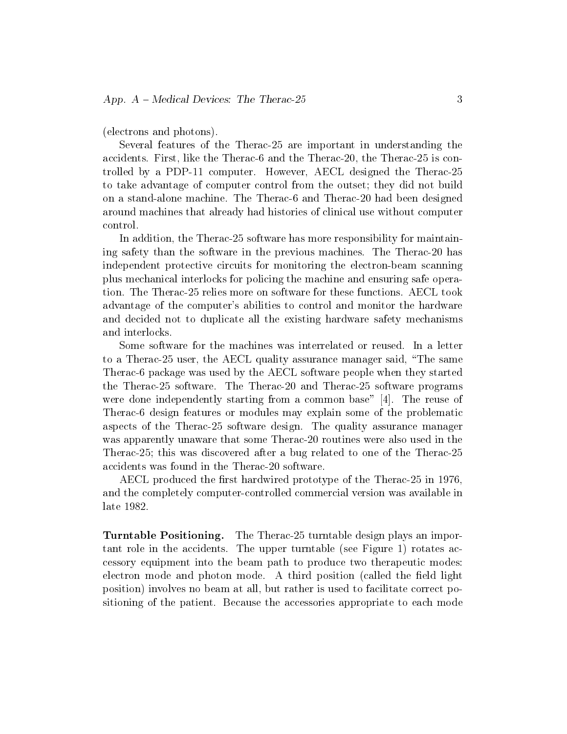(electrons and photons).

Several features of the Therac-25 are important in understanding the accidents. First, like the Therac-6 and the Therac-20, the Therac-25 is controlled by a PDP-11 computer. However, AECL designed the Therac-25 to take advantage of computer control from the outset; they did not build on a stand-alone machine. The Therac-6 and Therac-20 had been designed around machines that already had histories of clinical use without computer control.

In addition, the Therac-25 software has more responsibility for maintaining safety than the software in the previous machines. The Therac-20 has independent protective circuits for monitoring the electron-beam scanning plus mechanical interlocks for policing the machine and ensuring safe operation. The Therac-25 relies more on software for these functions. AECL took advantage of the computer's abilities to control and monitor the hardware and decided not to duplicate all the existing hardware safety mechanisms and interlocks.

Some software for the machines was interrelated or reused. In a letter to a Therac-25 user, the AECL quality assurance manager said, "The same Therac-6 package was used by the AECL software people when they started the Therac-25 software. The Therac-20 and Therac-25 software programs were done independently starting from a common base" [4]. The reuse of Therac-6 design features or modules may explain some of the problematic aspects of the Therac-25 software design. The quality assurance manager was apparently unaware that some Therac-20 routines were also used in the Therac-25; this was discovered after a bug related to one of the Therac-25 accidents was found in the Therac-20 software.

AECL produced the first hardwired prototype of the Therac-25 in 1976, and the completely computer-controlled commercial version was available in late 1982.

**Turntable Positioning.** The Therac-25 turntable design plays an important role in the accidents. The upper turntable (see Figure 1) rotates accessory equipment into the beam path to produce two therapeutic modes: electron mode and photon mode. A third position (called the field light position) involves no beam at all, but rather is used to facilitate correct positioning of the patient. Because the accessories appropriate to each mode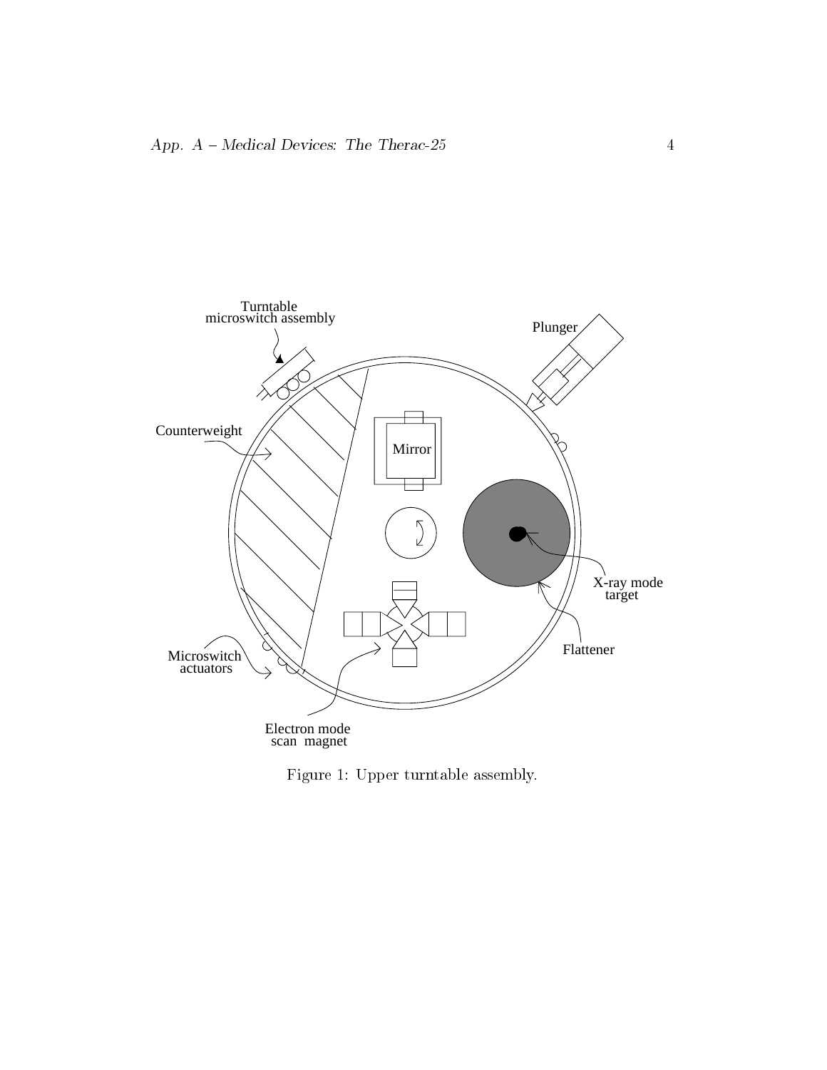Turntable
microswitch assembly

Plunger

Counterweight

Mirror

X-ray mode
target

Flattener

Microswitch
actuators

Electron mode
scan magnet

Figure 1: Upper turntable assembly.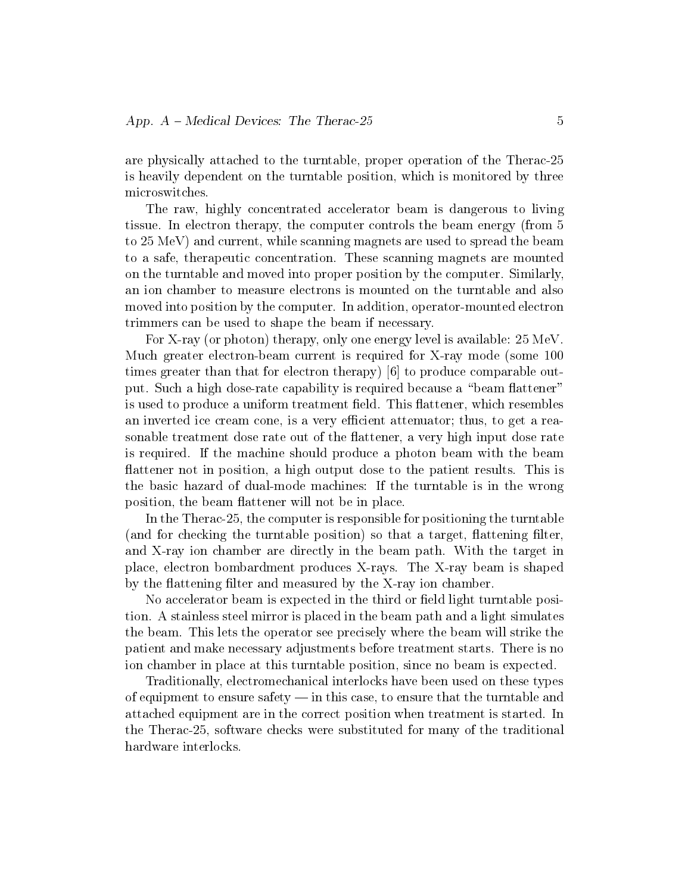are physically attached to the turntable, proper operation of the Therac-25 is heavily dependent on the turntable position, which is monitored by three microswitches.

The raw, highly concentrated accelerator beam is dangerous to living tissue. In electron therapy, the computer controls the beam energy (from 5 to 25 MeV) and current, while scanning magnets are used to spread the beam to a safe, therapeutic concentration. These scanning magnets are mounted on the turntable and moved into proper position by the computer. Similarly, an ion chamber to measure electrons is mounted on the turntable and also moved into position by the computer. In addition, operator-mounted electron trimmers can be used to shape the beam if necessary.

For X-ray (or photon) therapy, only one energy level is available: 25 MeV. Much greater electron-beam current is required for X-ray mode (some 100 times greater than that for electron therapy) [6] to produce comparable output. Such a high dose-rate capability is required because a "beam flattener" is used to produce a uniform treatment field. This flattener, which resembles an inverted ice cream cone, is a very efficient attenuator; thus, to get a reasonable treatment dose rate out of the flattener, a very high input dose rate is required. If the machine should produce a photon beam with the beam flattener not in position, a high output dose to the patient results. This is the basic hazard of dual-mode machines: If the turntable is in the wrong position, the beam flattener will not be in place.

In the Therac-25, the computer is responsible for positioning the turntable (and for checking the turntable position) so that a target, flattening filter, and X-ray ion chamber are directly in the beam path. With the target in place, electron bombardment produces X-rays. The X-ray beam is shaped by the flattening filter and measured by the X-ray ion chamber.

No accelerator beam is expected in the third or field light turntable position. A stainless steel mirror is placed in the beam path and a light simulates the beam. This lets the operator see precisely where the beam will strike the patient and make necessary adjustments before treatment starts. There is no ion chamber in place at this turntable position, since no beam is expected.

Traditionally, electromechanical interlocks have been used on these types of equipment to ensure safety — in this case, to ensure that the turntable and attached equipment are in the correct position when treatment is started. In the Therac-25, software checks were substituted for many of the traditional hardware interlocks.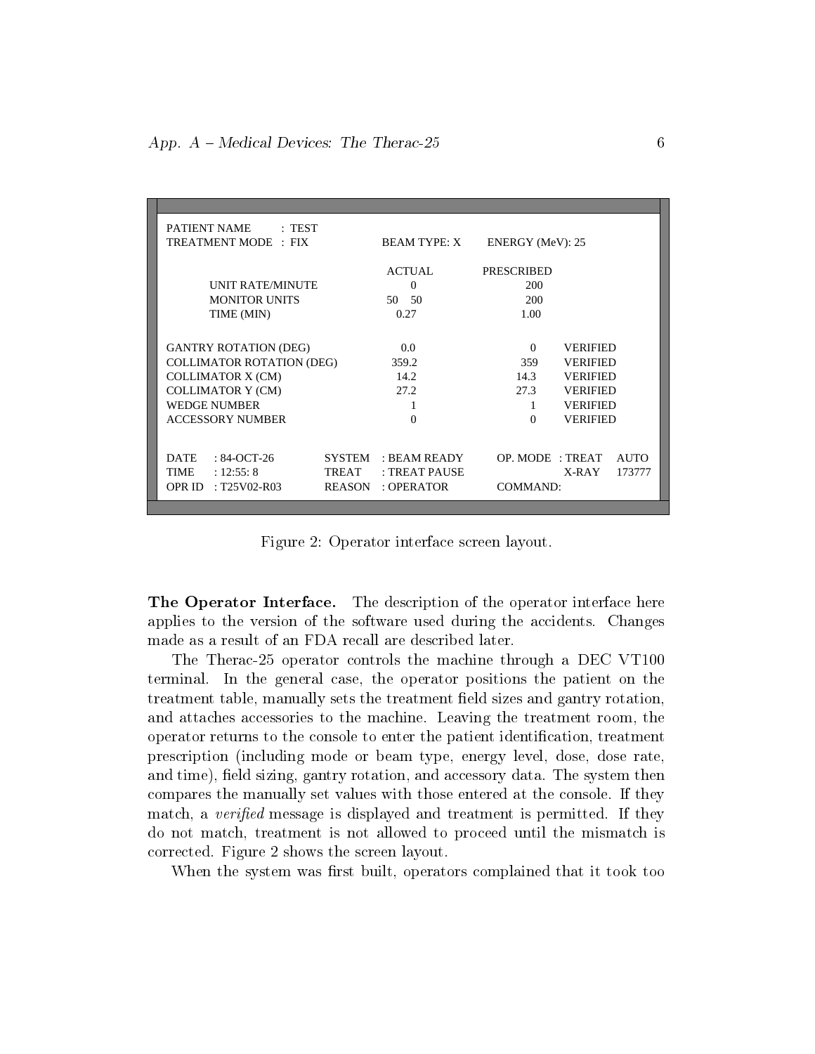```
PATIENT NAME       : TEST
TREATMENT MODE  : FIX              BEAM TYPE: X      ENERGY (MeV): 25

                                    ACTUAL          PRESCRIBED
     UNIT RATE/MINUTE                 0                200
     MONITOR UNITS                  50   50            200
     TIME (MIN)                      0.27              1.00

GANTRY ROTATION (DEG)               0.0                0       VERIFIED
COLLIMATOR ROTATION (DEG)          359.2              359      VERIFIED
COLLIMATOR X (CM)                   14.2              14.3     VERIFIED
COLLIMATOR Y (CM)                   27.2              27.3     VERIFIED
WEDGE NUMBER                         1                 1       VERIFIED
ACCESSORY NUMBER                     0                 0       VERIFIED

DATE    : 84-OCT-26      SYSTEM   : BEAM READY     OP. MODE  : TREAT    AUTO
TIME    : 12:55: 8       TREAT    : TREAT PAUSE                X-RAY    173777
OPR ID  : T25V02-R03     REASON   : OPERATOR       COMMAND:
```

Figure 2: Operator interface screen layout.

**The Operator Interface.** The description of the operator interface here applies to the version of the software used during the accidents. Changes made as a result of an FDA recall are described later.

The Therac-25 operator controls the machine through a DEC VT100 terminal. In the general case, the operator positions the patient on the treatment table, manually sets the treatment field sizes and gantry rotation, and attaches accessories to the machine. Leaving the treatment room, the operator returns to the console to enter the patient identification, treatment prescription (including mode or beam type, energy level, dose, dose rate, and time), field sizing, gantry rotation, and accessory data. The system then compares the manually set values with those entered at the console. If they match, a *verified* message is displayed and treatment is permitted. If they do not match, treatment is not allowed to proceed until the mismatch is corrected. Figure 2 shows the screen layout.

When the system was first built, operators complained that it took too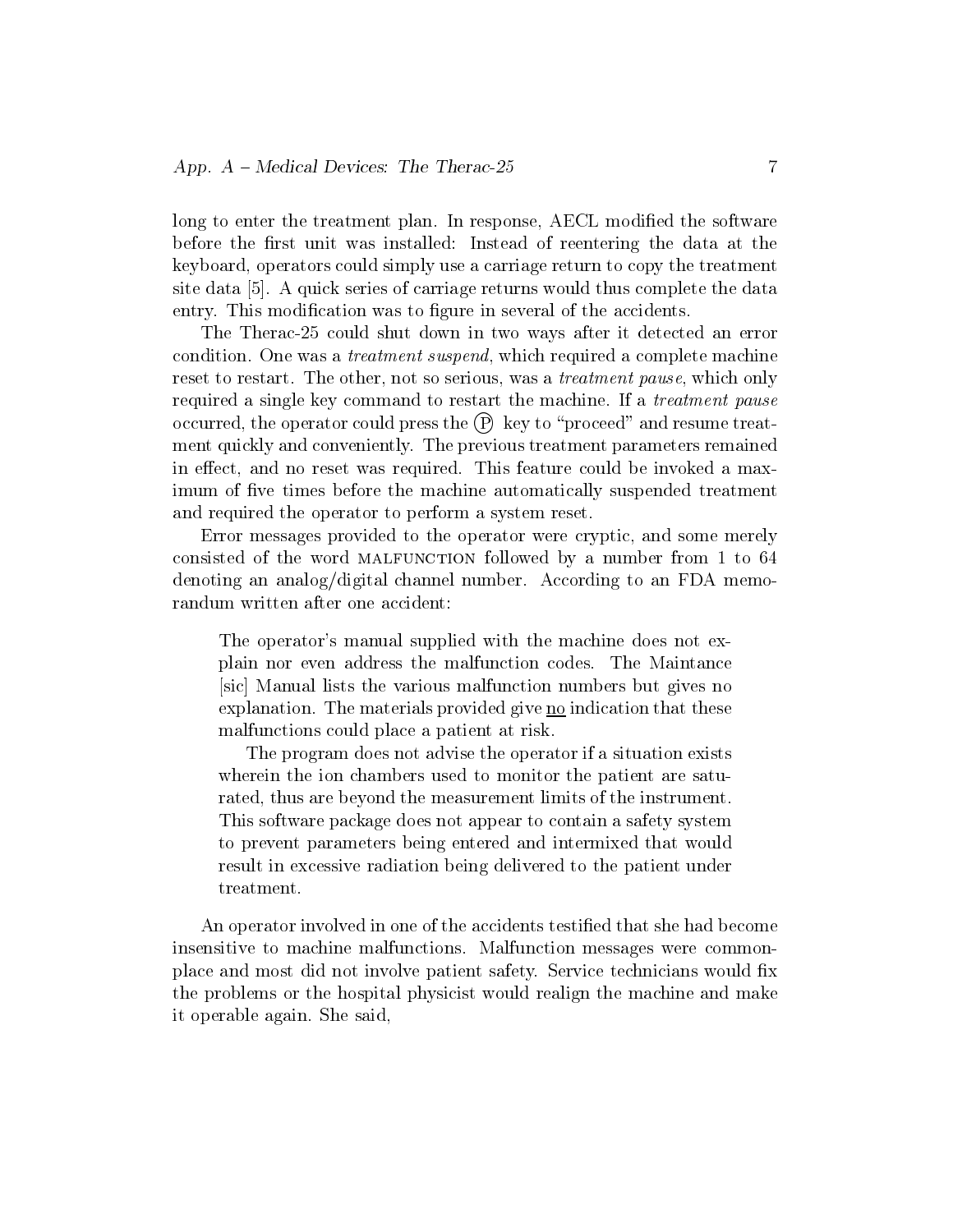long to enter the treatment plan. In response, AECL modified the software before the first unit was installed: Instead of reentering the data at the keyboard, operators could simply use a carriage return to copy the treatment site data [5]. A quick series of carriage returns would thus complete the data entry. This modification was to figure in several of the accidents.

The Therac-25 could shut down in two ways after it detected an error condition. One was a *treatment suspend*, which required a complete machine reset to restart. The other, not so serious, was a *treatment pause*, which only required a single key command to restart the machine. If a *treatment pause* occurred, the operator could press the Ⓟ key to "proceed" and resume treatment quickly and conveniently. The previous treatment parameters remained in effect, and no reset was required. This feature could be invoked a maximum of five times before the machine automatically suspended treatment and required the operator to perform a system reset.

Error messages provided to the operator were cryptic, and some merely consisted of the word MALFUNCTION followed by a number from 1 to 64 denoting an analog/digital channel number. According to an FDA memorandum written after one accident:

> The operator's manual supplied with the machine does not explain nor even address the malfunction codes. The Maintance [sic] Manual lists the various malfunction numbers but gives no explanation. The materials provided give <u>no</u> indication that these malfunctions could place a patient at risk.
>
> The program does not advise the operator if a situation exists wherein the ion chambers used to monitor the patient are saturated, thus are beyond the measurement limits of the instrument. This software package does not appear to contain a safety system to prevent parameters being entered and intermixed that would result in excessive radiation being delivered to the patient under treatment.

An operator involved in one of the accidents testified that she had become insensitive to machine malfunctions. Malfunction messages were commonplace and most did not involve patient safety. Service technicians would fix the problems or the hospital physicist would realign the machine and make it operable again. She said,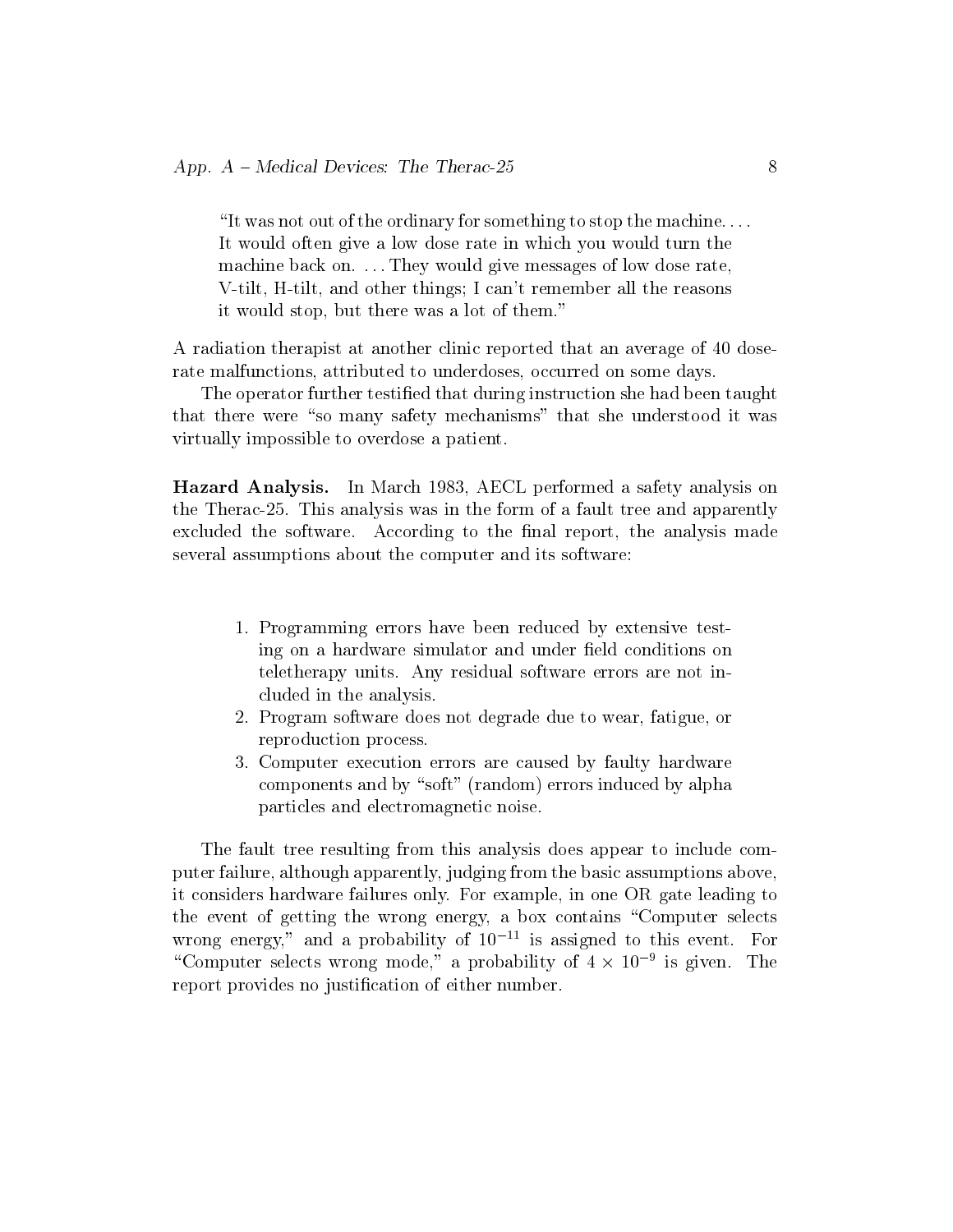> "It was not out of the ordinary for something to stop the machine. . . . It would often give a low dose rate in which you would turn the machine back on. . . . They would give messages of low dose rate, V-tilt, H-tilt, and other things; I can't remember all the reasons it would stop, but there was a lot of them."

A radiation therapist at another clinic reported that an average of 40 dose-rate malfunctions, attributed to underdoses, occurred on some days.

The operator further testified that during instruction she had been taught that there were "so many safety mechanisms" that she understood it was virtually impossible to overdose a patient.

**Hazard Analysis.** In March 1983, AECL performed a safety analysis on the Therac-25. This analysis was in the form of a fault tree and apparently excluded the software. According to the final report, the analysis made several assumptions about the computer and its software:

> 1. Programming errors have been reduced by extensive testing on a hardware simulator and under field conditions on teletherapy units. Any residual software errors are not included in the analysis.
> 2. Program software does not degrade due to wear, fatigue, or reproduction process.
> 3. Computer execution errors are caused by faulty hardware components and by "soft" (random) errors induced by alpha particles and electromagnetic noise.

The fault tree resulting from this analysis does appear to include computer failure, although apparently, judging from the basic assumptions above, it considers hardware failures only. For example, in one OR gate leading to the event of getting the wrong energy, a box contains "Computer selects wrong energy," and a probability of $10^{-11}$ is assigned to this event. For "Computer selects wrong mode," a probability of $4 \times 10^{-9}$ is given. The report provides no justification of either number.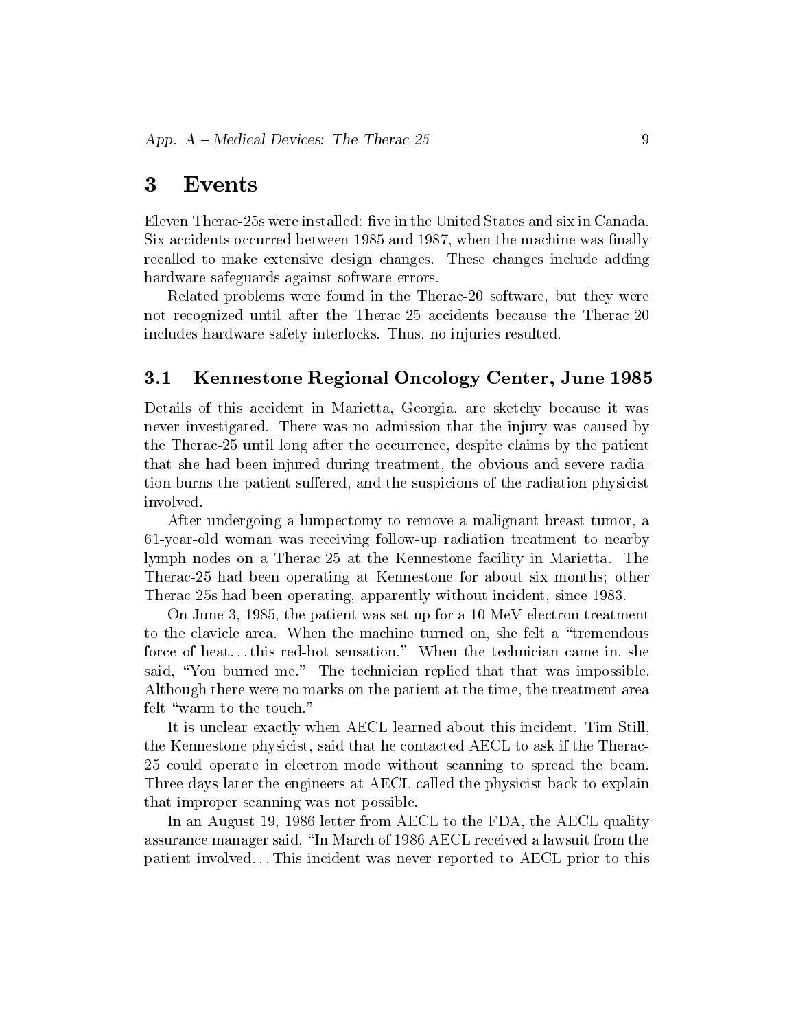## 3 Events

Eleven Therac-25s were installed: five in the United States and six in Canada. Six accidents occurred between 1985 and 1987, when the machine was finally recalled to make extensive design changes. These changes include adding hardware safeguards against software errors.

Related problems were found in the Therac-20 software, but they were not recognized until after the Therac-25 accidents because the Therac-20 includes hardware safety interlocks. Thus, no injuries resulted.

### 3.1 Kennestone Regional Oncology Center, June 1985

Details of this accident in Marietta, Georgia, are sketchy because it was never investigated. There was no admission that the injury was caused by the Therac-25 until long after the occurrence, despite claims by the patient that she had been injured during treatment, the obvious and severe radiation burns the patient suffered, and the suspicions of the radiation physicist involved.

After undergoing a lumpectomy to remove a malignant breast tumor, a 61-year-old woman was receiving follow-up radiation treatment to nearby lymph nodes on a Therac-25 at the Kennestone facility in Marietta. The Therac-25 had been operating at Kennestone for about six months; other Therac-25s had been operating, apparently without incident, since 1983.

On June 3, 1985, the patient was set up for a 10 MeV electron treatment to the clavicle area. When the machine turned on, she felt a "tremendous force of heat... this red-hot sensation." When the technician came in, she said, "You burned me." The technician replied that that was impossible. Although there were no marks on the patient at the time, the treatment area felt "warm to the touch."

It is unclear exactly when AECL learned about this incident. Tim Still, the Kennestone physicist, said that he contacted AECL to ask if the Therac-25 could operate in electron mode without scanning to spread the beam. Three days later the engineers at AECL called the physicist back to explain that improper scanning was not possible.

In an August 19, 1986 letter from AECL to the FDA, the AECL quality assurance manager said, "In March of 1986 AECL received a lawsuit from the patient involved... This incident was never reported to AECL prior to this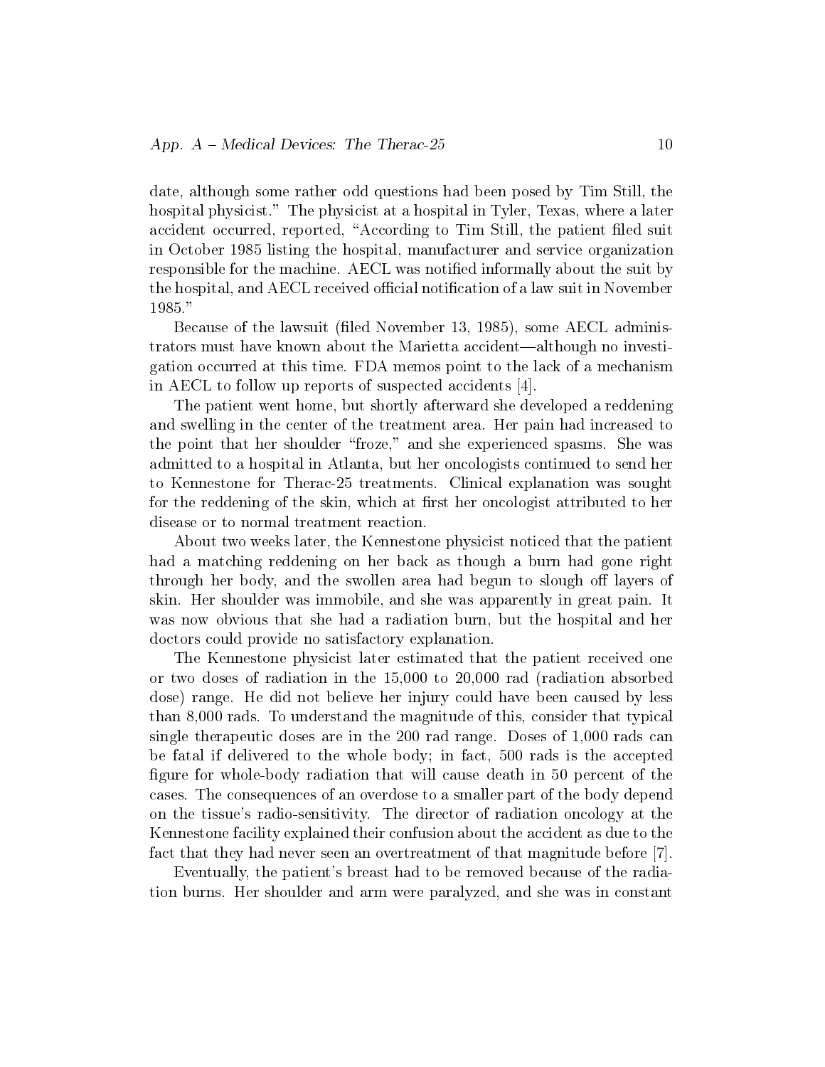date, although some rather odd questions had been posed by Tim Still, the hospital physicist." The physicist at a hospital in Tyler, Texas, where a later accident occurred, reported, "According to Tim Still, the patient filed suit in October 1985 listing the hospital, manufacturer and service organization responsible for the machine. AECL was notified informally about the suit by the hospital, and AECL received official notification of a law suit in November 1985."

Because of the lawsuit (filed November 13, 1985), some AECL administrators must have known about the Marietta accident—although no investigation occurred at this time. FDA memos point to the lack of a mechanism in AECL to follow up reports of suspected accidents [4].

The patient went home, but shortly afterward she developed a reddening and swelling in the center of the treatment area. Her pain had increased to the point that her shoulder "froze," and she experienced spasms. She was admitted to a hospital in Atlanta, but her oncologists continued to send her to Kennestone for Therac-25 treatments. Clinical explanation was sought for the reddening of the skin, which at first her oncologist attributed to her disease or to normal treatment reaction.

About two weeks later, the Kennestone physicist noticed that the patient had a matching reddening on her back as though a burn had gone right through her body, and the swollen area had begun to slough off layers of skin. Her shoulder was immobile, and she was apparently in great pain. It was now obvious that she had a radiation burn, but the hospital and her doctors could provide no satisfactory explanation.

The Kennestone physicist later estimated that the patient received one or two doses of radiation in the 15,000 to 20,000 rad (radiation absorbed dose) range. He did not believe her injury could have been caused by less than 8,000 rads. To understand the magnitude of this, consider that typical single therapeutic doses are in the 200 rad range. Doses of 1,000 rads can be fatal if delivered to the whole body; in fact, 500 rads is the accepted figure for whole-body radiation that will cause death in 50 percent of the cases. The consequences of an overdose to a smaller part of the body depend on the tissue's radio-sensitivity. The director of radiation oncology at the Kennestone facility explained their confusion about the accident as due to the fact that they had never seen an overtreatment of that magnitude before [7].

Eventually, the patient's breast had to be removed because of the radiation burns. Her shoulder and arm were paralyzed, and she was in constant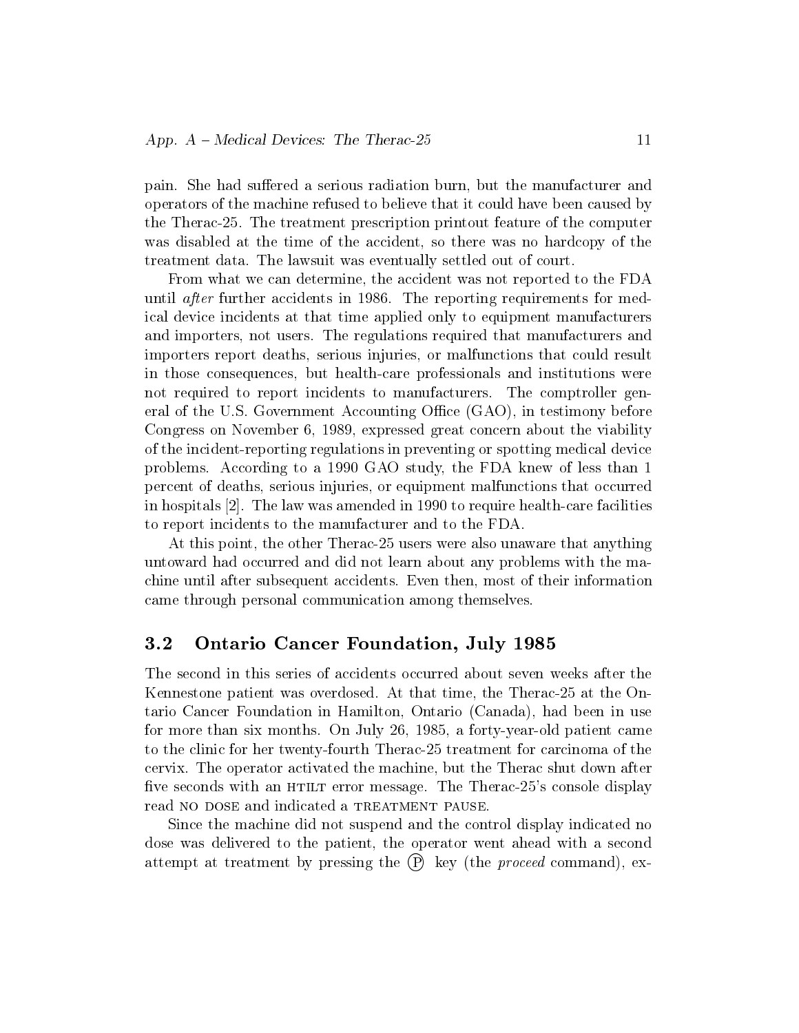pain. She had suffered a serious radiation burn, but the manufacturer and operators of the machine refused to believe that it could have been caused by the Therac-25. The treatment prescription printout feature of the computer was disabled at the time of the accident, so there was no hardcopy of the treatment data. The lawsuit was eventually settled out of court.

From what we can determine, the accident was not reported to the FDA until *after* further accidents in 1986. The reporting requirements for medical device incidents at that time applied only to equipment manufacturers and importers, not users. The regulations required that manufacturers and importers report deaths, serious injuries, or malfunctions that could result in those consequences, but health-care professionals and institutions were not required to report incidents to manufacturers. The comptroller general of the U.S. Government Accounting Office (GAO), in testimony before Congress on November 6, 1989, expressed great concern about the viability of the incident-reporting regulations in preventing or spotting medical device problems. According to a 1990 GAO study, the FDA knew of less than 1 percent of deaths, serious injuries, or equipment malfunctions that occurred in hospitals [2]. The law was amended in 1990 to require health-care facilities to report incidents to the manufacturer and to the FDA.

At this point, the other Therac-25 users were also unaware that anything untoward had occurred and did not learn about any problems with the machine until after subsequent accidents. Even then, most of their information came through personal communication among themselves.

## 3.2 Ontario Cancer Foundation, July 1985

The second in this series of accidents occurred about seven weeks after the Kennestone patient was overdosed. At that time, the Therac-25 at the Ontario Cancer Foundation in Hamilton, Ontario (Canada), had been in use for more than six months. On July 26, 1985, a forty-year-old patient came to the clinic for her twenty-fourth Therac-25 treatment for carcinoma of the cervix. The operator activated the machine, but the Therac shut down after five seconds with an HTILT error message. The Therac-25's console display read NO DOSE and indicated a TREATMENT PAUSE.

Since the machine did not suspend and the control display indicated no dose was delivered to the patient, the operator went ahead with a second attempt at treatment by pressing the (P) key (the *proceed* command), ex-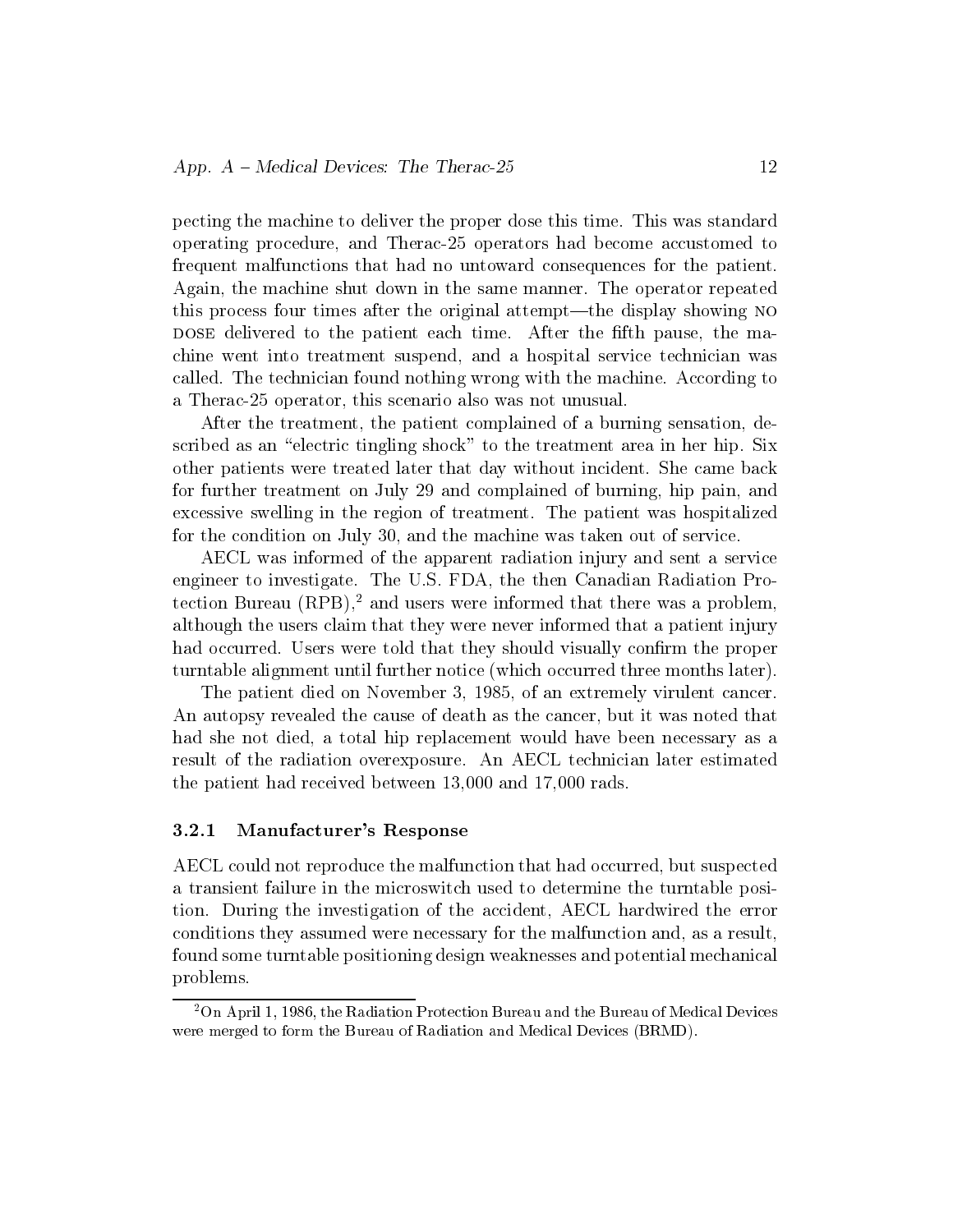pecting the machine to deliver the proper dose this time. This was standard operating procedure, and Therac-25 operators had become accustomed to frequent malfunctions that had no untoward consequences for the patient. Again, the machine shut down in the same manner. The operator repeated this process four times after the original attempt—the display showing NO DOSE delivered to the patient each time. After the fifth pause, the machine went into treatment suspend, and a hospital service technician was called. The technician found nothing wrong with the machine. According to a Therac-25 operator, this scenario also was not unusual.

After the treatment, the patient complained of a burning sensation, described as an "electric tingling shock" to the treatment area in her hip. Six other patients were treated later that day without incident. She came back for further treatment on July 29 and complained of burning, hip pain, and excessive swelling in the region of treatment. The patient was hospitalized for the condition on July 30, and the machine was taken out of service.

AECL was informed of the apparent radiation injury and sent a service engineer to investigate. The U.S. FDA, the then Canadian Radiation Protection Bureau (RPB),[2] and users were informed that there was a problem, although the users claim that they were never informed that a patient injury had occurred. Users were told that they should visually confirm the proper turntable alignment until further notice (which occurred three months later).

The patient died on November 3, 1985, of an extremely virulent cancer. An autopsy revealed the cause of death as the cancer, but it was noted that had she not died, a total hip replacement would have been necessary as a result of the radiation overexposure. An AECL technician later estimated the patient had received between 13,000 and 17,000 rads.

### 3.2.1 Manufacturer's Response

AECL could not reproduce the malfunction that had occurred, but suspected a transient failure in the microswitch used to determine the turntable position. During the investigation of the accident, AECL hardwired the error conditions they assumed were necessary for the malfunction and, as a result, found some turntable positioning design weaknesses and potential mechanical problems.

[2] On April 1, 1986, the Radiation Protection Bureau and the Bureau of Medical Devices were merged to form the Bureau of Radiation and Medical Devices (BRMD).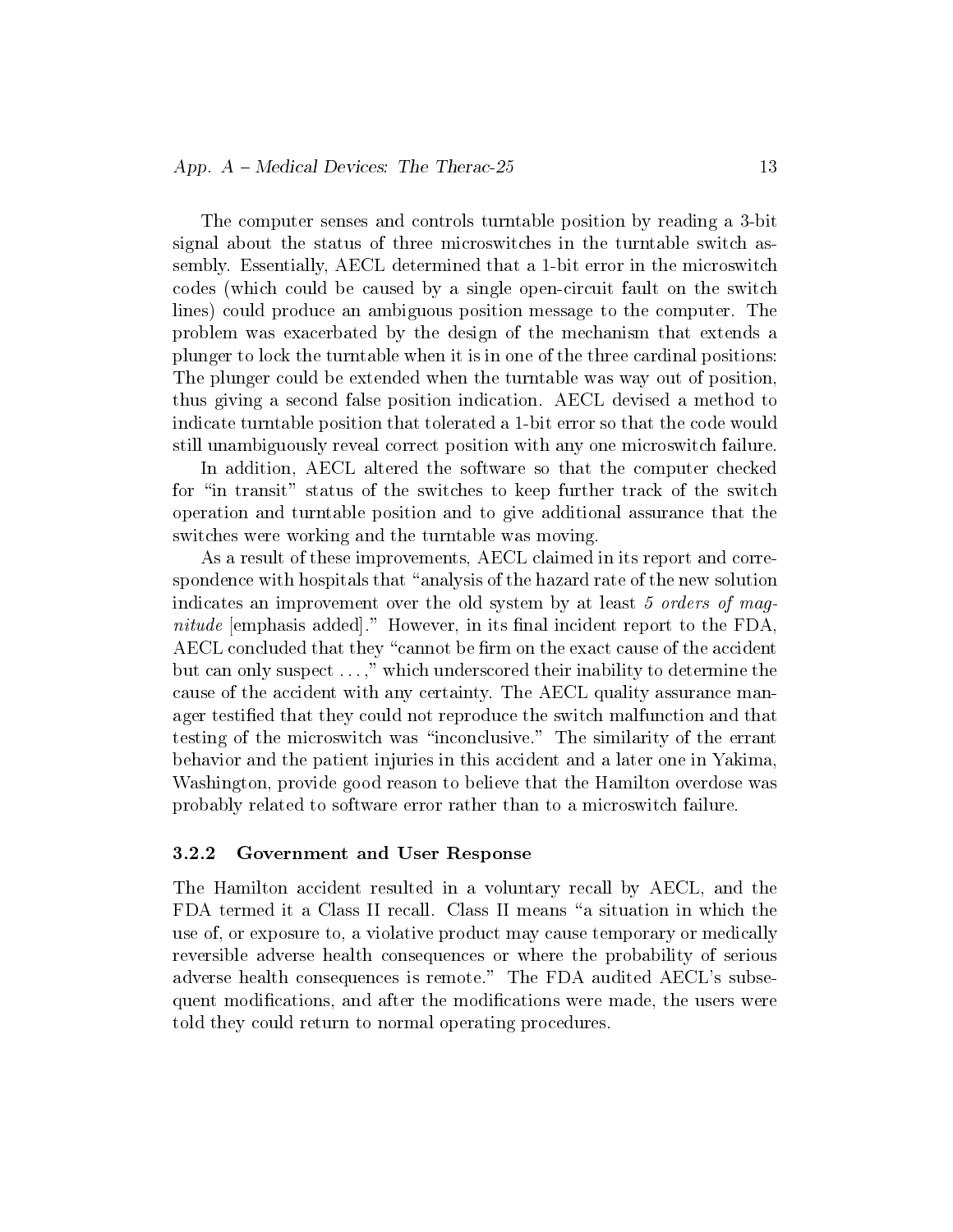The computer senses and controls turntable position by reading a 3-bit signal about the status of three microswitches in the turntable switch assembly. Essentially, AECL determined that a 1-bit error in the microswitch codes (which could be caused by a single open-circuit fault on the switch lines) could produce an ambiguous position message to the computer. The problem was exacerbated by the design of the mechanism that extends a plunger to lock the turntable when it is in one of the three cardinal positions: The plunger could be extended when the turntable was way out of position, thus giving a second false position indication. AECL devised a method to indicate turntable position that tolerated a 1-bit error so that the code would still unambiguously reveal correct position with any one microswitch failure.

In addition, AECL altered the software so that the computer checked for "in transit" status of the switches to keep further track of the switch operation and turntable position and to give additional assurance that the switches were working and the turntable was moving.

As a result of these improvements, AECL claimed in its report and correspondence with hospitals that "analysis of the hazard rate of the new solution indicates an improvement over the old system by at least *5 orders of magnitude* [emphasis added]." However, in its final incident report to the FDA, AECL concluded that they "cannot be firm on the exact cause of the accident but can only suspect ...," which underscored their inability to determine the cause of the accident with any certainty. The AECL quality assurance manager testified that they could not reproduce the switch malfunction and that testing of the microswitch was "inconclusive." The similarity of the errant behavior and the patient injuries in this accident and a later one in Yakima, Washington, provide good reason to believe that the Hamilton overdose was probably related to software error rather than to a microswitch failure.

### 3.2.2 Government and User Response

The Hamilton accident resulted in a voluntary recall by AECL, and the FDA termed it a Class II recall. Class II means "a situation in which the use of, or exposure to, a violative product may cause temporary or medically reversible adverse health consequences or where the probability of serious adverse health consequences is remote." The FDA audited AECL's subsequent modifications, and after the modifications were made, the users were told they could return to normal operating procedures.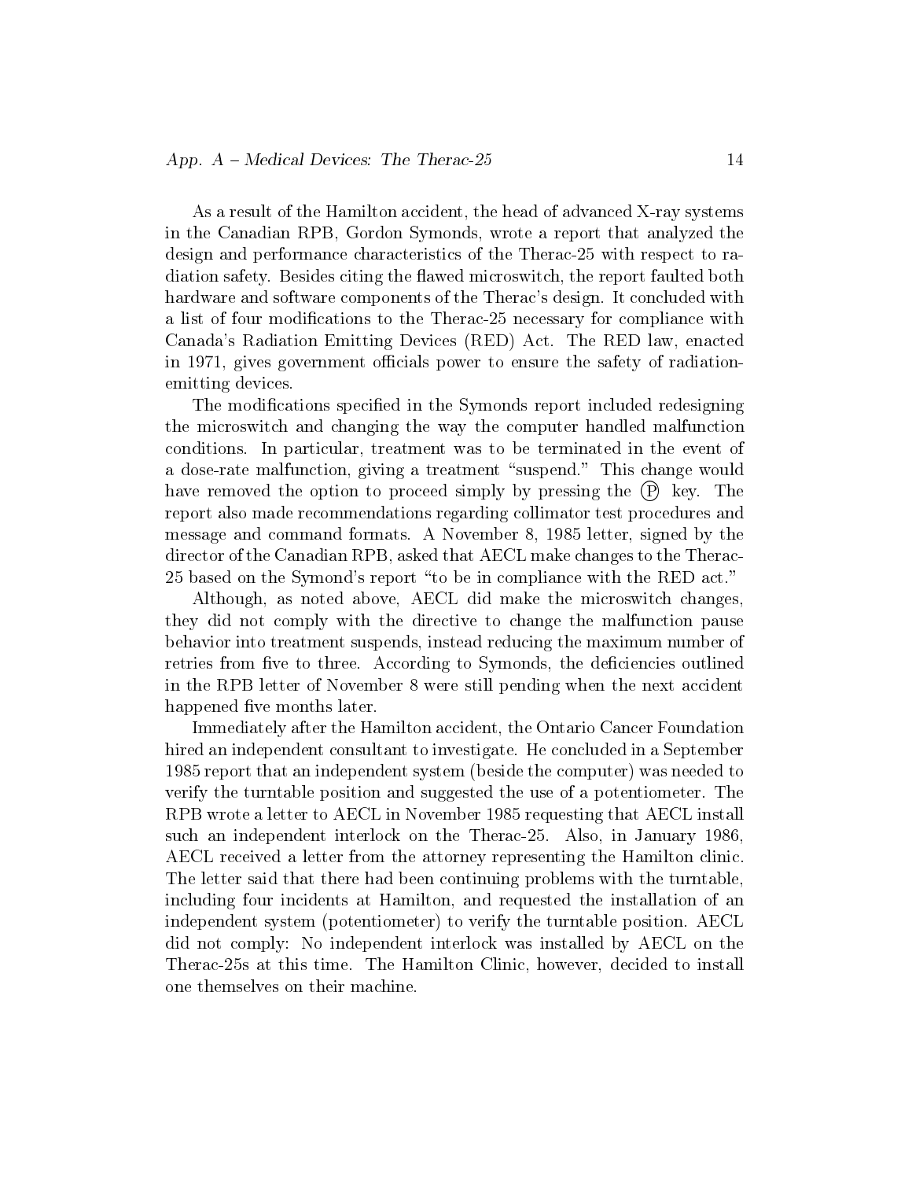As a result of the Hamilton accident, the head of advanced X-ray systems in the Canadian RPB, Gordon Symonds, wrote a report that analyzed the design and performance characteristics of the Therac-25 with respect to radiation safety. Besides citing the flawed microswitch, the report faulted both hardware and software components of the Therac's design. It concluded with a list of four modifications to the Therac-25 necessary for compliance with Canada's Radiation Emitting Devices (RED) Act. The RED law, enacted in 1971, gives government officials power to ensure the safety of radiation-emitting devices.

The modifications specified in the Symonds report included redesigning the microswitch and changing the way the computer handled malfunction conditions. In particular, treatment was to be terminated in the event of a dose-rate malfunction, giving a treatment "suspend." This change would have removed the option to proceed simply by pressing the (P) key. The report also made recommendations regarding collimator test procedures and message and command formats. A November 8, 1985 letter, signed by the director of the Canadian RPB, asked that AECL make changes to the Therac-25 based on the Symond's report "to be in compliance with the RED act."

Although, as noted above, AECL did make the microswitch changes, they did not comply with the directive to change the malfunction pause behavior into treatment suspends, instead reducing the maximum number of retries from five to three. According to Symonds, the deficiencies outlined in the RPB letter of November 8 were still pending when the next accident happened five months later.

Immediately after the Hamilton accident, the Ontario Cancer Foundation hired an independent consultant to investigate. He concluded in a September 1985 report that an independent system (beside the computer) was needed to verify the turntable position and suggested the use of a potentiometer. The RPB wrote a letter to AECL in November 1985 requesting that AECL install such an independent interlock on the Therac-25. Also, in January 1986, AECL received a letter from the attorney representing the Hamilton clinic. The letter said that there had been continuing problems with the turntable, including four incidents at Hamilton, and requested the installation of an independent system (potentiometer) to verify the turntable position. AECL did not comply: No independent interlock was installed by AECL on the Therac-25s at this time. The Hamilton Clinic, however, decided to install one themselves on their machine.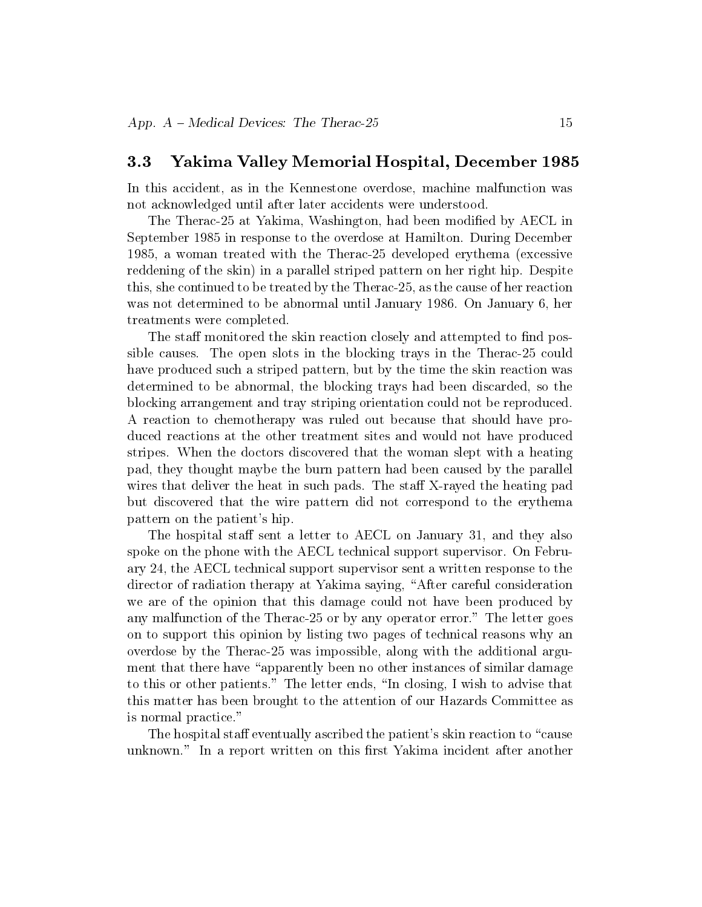## 3.3 Yakima Valley Memorial Hospital, December 1985

In this accident, as in the Kennestone overdose, machine malfunction was not acknowledged until after later accidents were understood.

The Therac-25 at Yakima, Washington, had been modified by AECL in September 1985 in response to the overdose at Hamilton. During December 1985, a woman treated with the Therac-25 developed erythema (excessive reddening of the skin) in a parallel striped pattern on her right hip. Despite this, she continued to be treated by the Therac-25, as the cause of her reaction was not determined to be abnormal until January 1986. On January 6, her treatments were completed.

The staff monitored the skin reaction closely and attempted to find possible causes. The open slots in the blocking trays in the Therac-25 could have produced such a striped pattern, but by the time the skin reaction was determined to be abnormal, the blocking trays had been discarded, so the blocking arrangement and tray striping orientation could not be reproduced. A reaction to chemotherapy was ruled out because that should have produced reactions at the other treatment sites and would not have produced stripes. When the doctors discovered that the woman slept with a heating pad, they thought maybe the burn pattern had been caused by the parallel wires that deliver the heat in such pads. The staff X-rayed the heating pad but discovered that the wire pattern did not correspond to the erythema pattern on the patient's hip.

The hospital staff sent a letter to AECL on January 31, and they also spoke on the phone with the AECL technical support supervisor. On February 24, the AECL technical support supervisor sent a written response to the director of radiation therapy at Yakima saying, "After careful consideration we are of the opinion that this damage could not have been produced by any malfunction of the Therac-25 or by any operator error." The letter goes on to support this opinion by listing two pages of technical reasons why an overdose by the Therac-25 was impossible, along with the additional argument that there have "apparently been no other instances of similar damage to this or other patients." The letter ends, "In closing, I wish to advise that this matter has been brought to the attention of our Hazards Committee as is normal practice."

The hospital staff eventually ascribed the patient's skin reaction to "cause unknown." In a report written on this first Yakima incident after another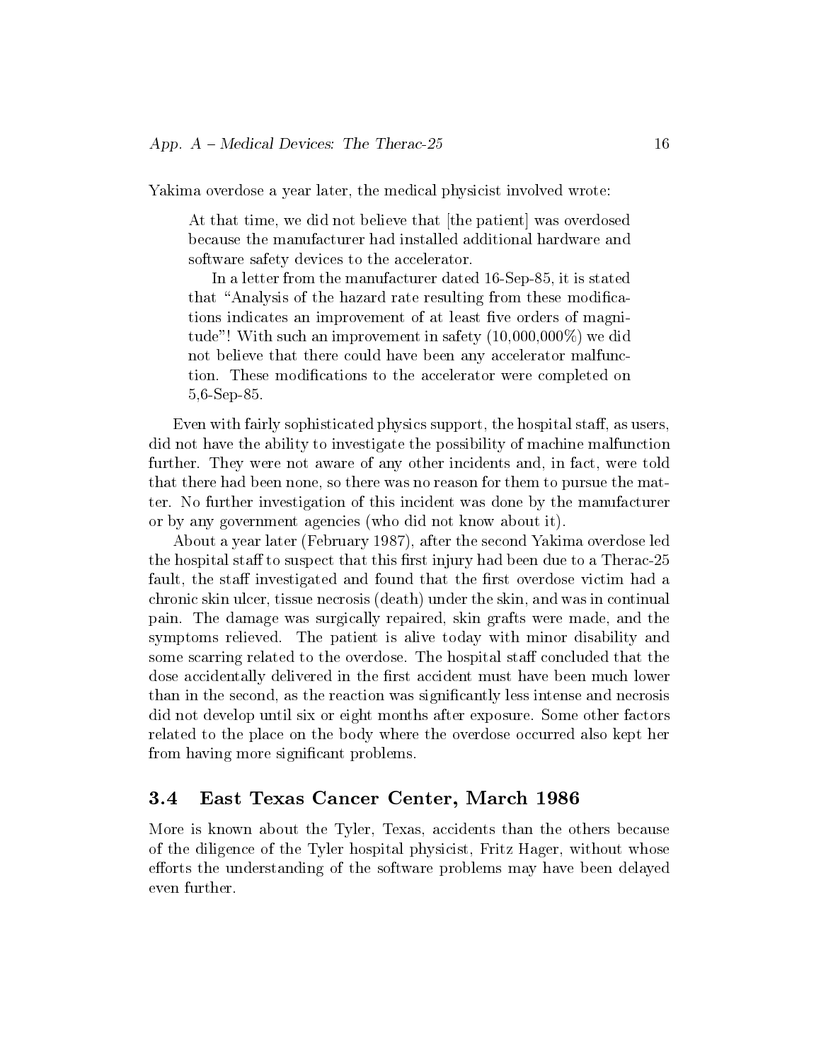Yakima overdose a year later, the medical physicist involved wrote:

> At that time, we did not believe that [the patient] was overdosed because the manufacturer had installed additional hardware and software safety devices to the accelerator.
>
> In a letter from the manufacturer dated 16-Sep-85, it is stated that "Analysis of the hazard rate resulting from these modifications indicates an improvement of at least five orders of magnitude"! With such an improvement in safety (10,000,000%) we did not believe that there could have been any accelerator malfunction. These modifications to the accelerator were completed on 5,6-Sep-85.

Even with fairly sophisticated physics support, the hospital staff, as users, did not have the ability to investigate the possibility of machine malfunction further. They were not aware of any other incidents and, in fact, were told that there had been none, so there was no reason for them to pursue the matter. No further investigation of this incident was done by the manufacturer or by any government agencies (who did not know about it).

About a year later (February 1987), after the second Yakima overdose led the hospital staff to suspect that this first injury had been due to a Therac-25 fault, the staff investigated and found that the first overdose victim had a chronic skin ulcer, tissue necrosis (death) under the skin, and was in continual pain. The damage was surgically repaired, skin grafts were made, and the symptoms relieved. The patient is alive today with minor disability and some scarring related to the overdose. The hospital staff concluded that the dose accidentally delivered in the first accident must have been much lower than in the second, as the reaction was significantly less intense and necrosis did not develop until six or eight months after exposure. Some other factors related to the place on the body where the overdose occurred also kept her from having more significant problems.

## 3.4 East Texas Cancer Center, March 1986

More is known about the Tyler, Texas, accidents than the others because of the diligence of the Tyler hospital physicist, Fritz Hager, without whose efforts the understanding of the software problems may have been delayed even further.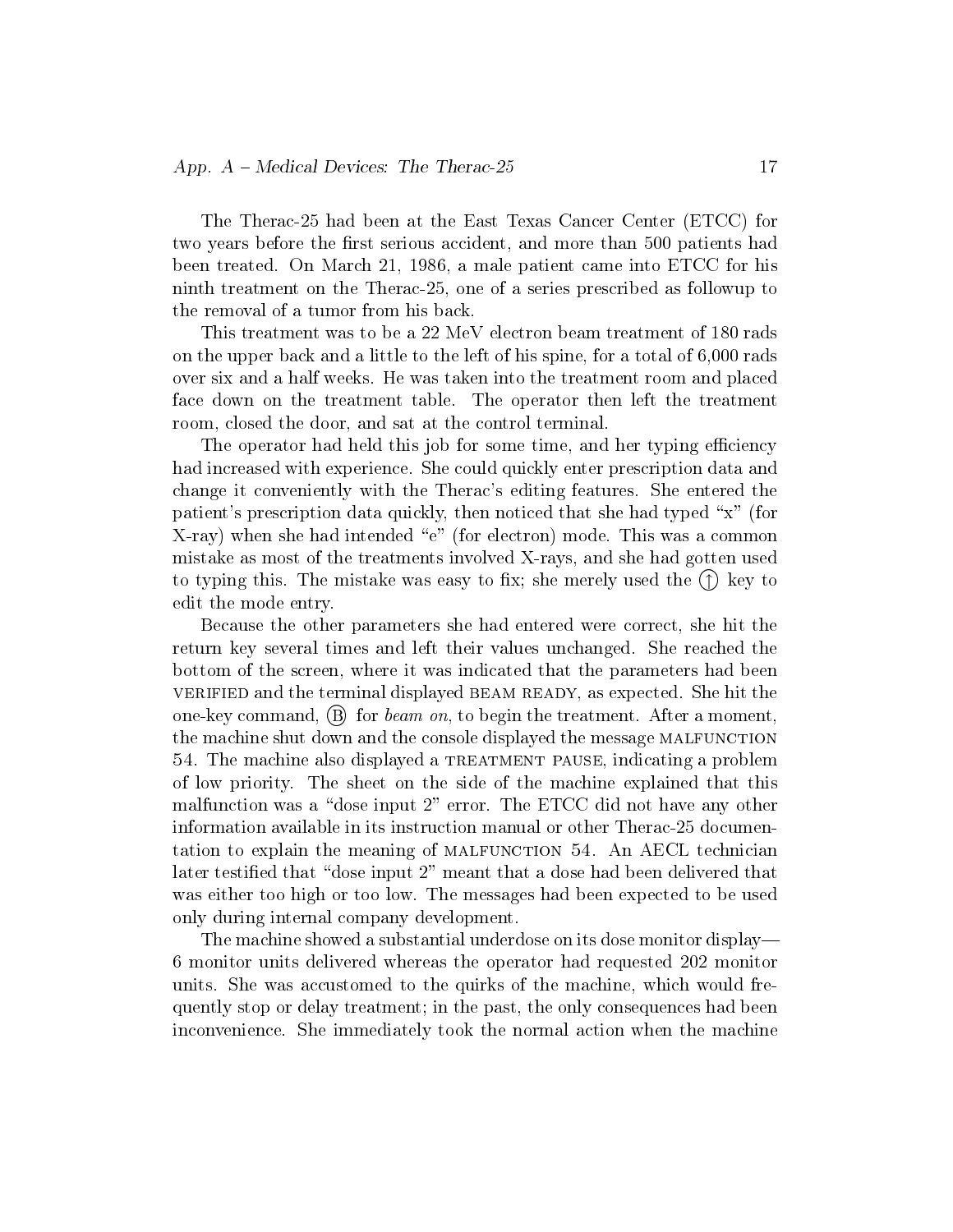The Therac-25 had been at the East Texas Cancer Center (ETCC) for two years before the first serious accident, and more than 500 patients had been treated. On March 21, 1986, a male patient came into ETCC for his ninth treatment on the Therac-25, one of a series prescribed as followup to the removal of a tumor from his back.

This treatment was to be a 22 MeV electron beam treatment of 180 rads on the upper back and a little to the left of his spine, for a total of 6,000 rads over six and a half weeks. He was taken into the treatment room and placed face down on the treatment table. The operator then left the treatment room, closed the door, and sat at the control terminal.

The operator had held this job for some time, and her typing efficiency had increased with experience. She could quickly enter prescription data and change it conveniently with the Therac's editing features. She entered the patient's prescription data quickly, then noticed that she had typed "x" (for X-ray) when she had intended "e" (for electron) mode. This was a common mistake as most of the treatments involved X-rays, and she had gotten used to typing this. The mistake was easy to fix; she merely used the ⓘ key to edit the mode entry.

Because the other parameters she had entered were correct, she hit the return key several times and left their values unchanged. She reached the bottom of the screen, where it was indicated that the parameters had been VERIFIED and the terminal displayed BEAM READY, as expected. She hit the one-key command, Ⓑ for *beam on*, to begin the treatment. After a moment, the machine shut down and the console displayed the message MALFUNCTION 54. The machine also displayed a TREATMENT PAUSE, indicating a problem of low priority. The sheet on the side of the machine explained that this malfunction was a "dose input 2" error. The ETCC did not have any other information available in its instruction manual or other Therac-25 documentation to explain the meaning of MALFUNCTION 54. An AECL technician later testified that "dose input 2" meant that a dose had been delivered that was either too high or too low. The messages had been expected to be used only during internal company development.

The machine showed a substantial underdose on its dose monitor display—6 monitor units delivered whereas the operator had requested 202 monitor units. She was accustomed to the quirks of the machine, which would frequently stop or delay treatment; in the past, the only consequences had been inconvenience. She immediately took the normal action when the machine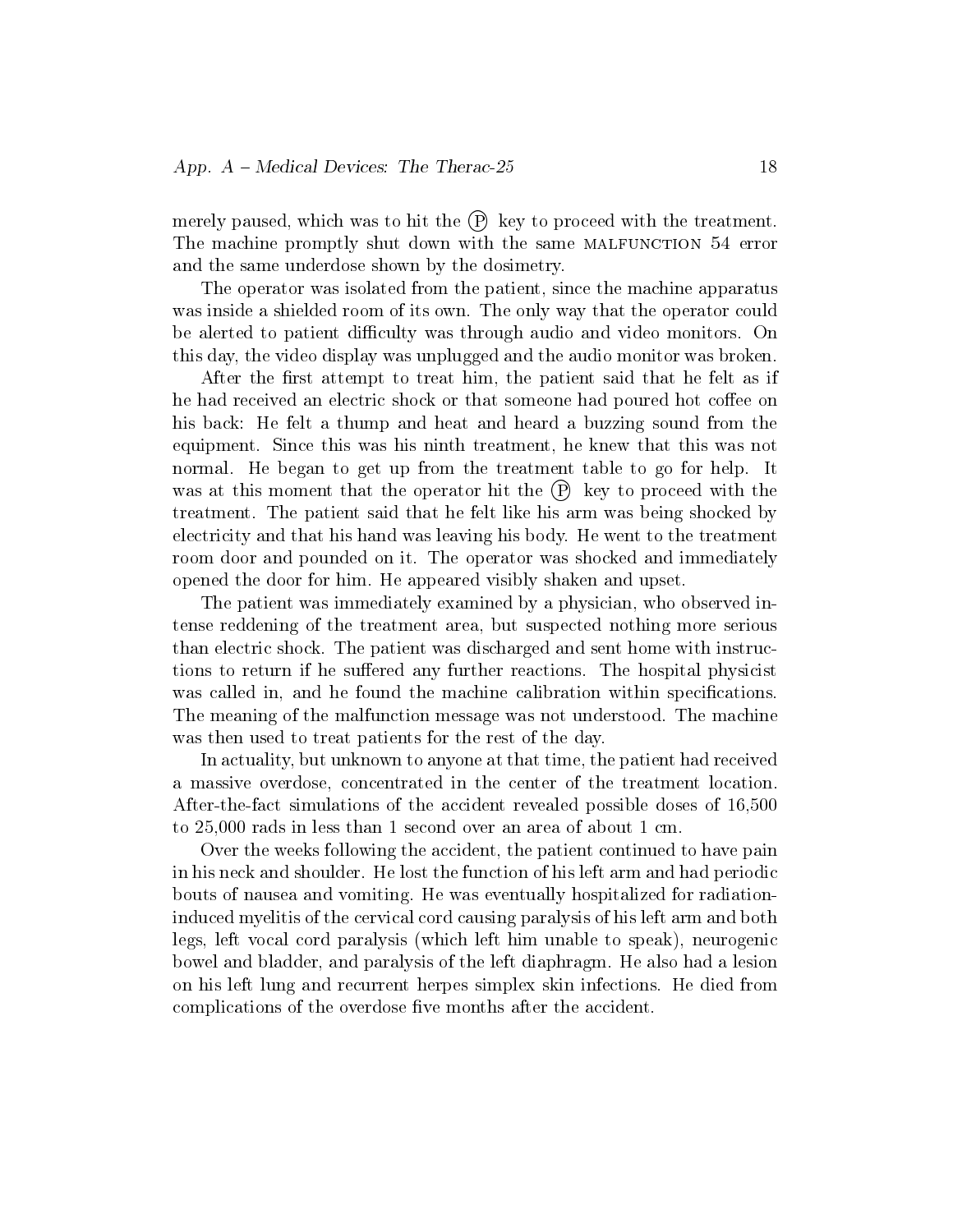merely paused, which was to hit the Ⓟ key to proceed with the treatment. The machine promptly shut down with the same MALFUNCTION 54 error and the same underdose shown by the dosimetry.

The operator was isolated from the patient, since the machine apparatus was inside a shielded room of its own. The only way that the operator could be alerted to patient difficulty was through audio and video monitors. On this day, the video display was unplugged and the audio monitor was broken.

After the first attempt to treat him, the patient said that he felt as if he had received an electric shock or that someone had poured hot coffee on his back: He felt a thump and heat and heard a buzzing sound from the equipment. Since this was his ninth treatment, he knew that this was not normal. He began to get up from the treatment table to go for help. It was at this moment that the operator hit the Ⓟ key to proceed with the treatment. The patient said that he felt like his arm was being shocked by electricity and that his hand was leaving his body. He went to the treatment room door and pounded on it. The operator was shocked and immediately opened the door for him. He appeared visibly shaken and upset.

The patient was immediately examined by a physician, who observed intense reddening of the treatment area, but suspected nothing more serious than electric shock. The patient was discharged and sent home with instructions to return if he suffered any further reactions. The hospital physicist was called in, and he found the machine calibration within specifications. The meaning of the malfunction message was not understood. The machine was then used to treat patients for the rest of the day.

In actuality, but unknown to anyone at that time, the patient had received a massive overdose, concentrated in the center of the treatment location. After-the-fact simulations of the accident revealed possible doses of 16,500 to 25,000 rads in less than 1 second over an area of about 1 cm.

Over the weeks following the accident, the patient continued to have pain in his neck and shoulder. He lost the function of his left arm and had periodic bouts of nausea and vomiting. He was eventually hospitalized for radiation-induced myelitis of the cervical cord causing paralysis of his left arm and both legs, left vocal cord paralysis (which left him unable to speak), neurogenic bowel and bladder, and paralysis of the left diaphragm. He also had a lesion on his left lung and recurrent herpes simplex skin infections. He died from complications of the overdose five months after the accident.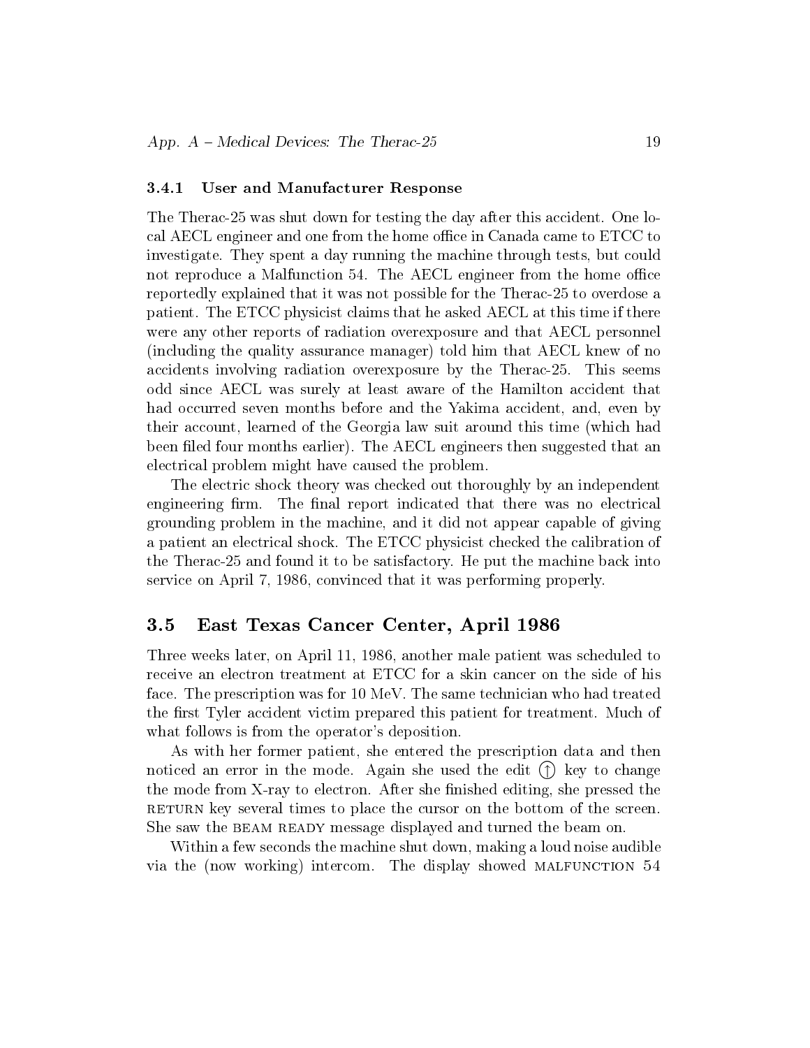#### 3.4.1 User and Manufacturer Response

The Therac-25 was shut down for testing the day after this accident. One local AECL engineer and one from the home office in Canada came to ETCC to investigate. They spent a day running the machine through tests, but could not reproduce a Malfunction 54. The AECL engineer from the home office reportedly explained that it was not possible for the Therac-25 to overdose a patient. The ETCC physicist claims that he asked AECL at this time if there were any other reports of radiation overexposure and that AECL personnel (including the quality assurance manager) told him that AECL knew of no accidents involving radiation overexposure by the Therac-25. This seems odd since AECL was surely at least aware of the Hamilton accident that had occurred seven months before and the Yakima accident, and, even by their account, learned of the Georgia law suit around this time (which had been filed four months earlier). The AECL engineers then suggested that an electrical problem might have caused the problem.

The electric shock theory was checked out thoroughly by an independent engineering firm. The final report indicated that there was no electrical grounding problem in the machine, and it did not appear capable of giving a patient an electrical shock. The ETCC physicist checked the calibration of the Therac-25 and found it to be satisfactory. He put the machine back into service on April 7, 1986, convinced that it was performing properly.

### 3.5 East Texas Cancer Center, April 1986

Three weeks later, on April 11, 1986, another male patient was scheduled to receive an electron treatment at ETCC for a skin cancer on the side of his face. The prescription was for 10 MeV. The same technician who had treated the first Tyler accident victim prepared this patient for treatment. Much of what follows is from the operator's deposition.

As with her former patient, she entered the prescription data and then noticed an error in the mode. Again she used the edit (↑) key to change the mode from X-ray to electron. After she finished editing, she pressed the RETURN key several times to place the cursor on the bottom of the screen. She saw the BEAM READY message displayed and turned the beam on.

Within a few seconds the machine shut down, making a loud noise audible via the (now working) intercom. The display showed MALFUNCTION 54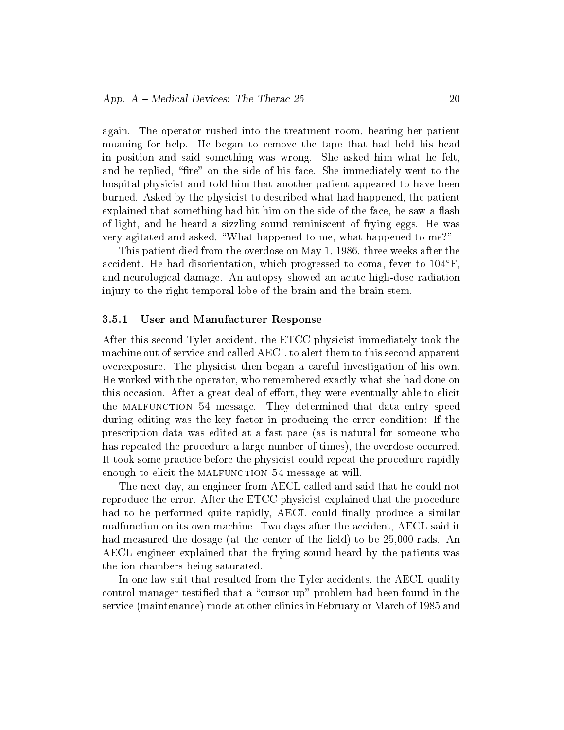again. The operator rushed into the treatment room, hearing her patient moaning for help. He began to remove the tape that had held his head in position and said something was wrong. She asked him what he felt, and he replied, "fire" on the side of his face. She immediately went to the hospital physicist and told him that another patient appeared to have been burned. Asked by the physicist to described what had happened, the patient explained that something had hit him on the side of the face, he saw a flash of light, and he heard a sizzling sound reminiscent of frying eggs. He was very agitated and asked, "What happened to me, what happened to me?"

This patient died from the overdose on May 1, 1986, three weeks after the accident. He had disorientation, which progressed to coma, fever to 104°F, and neurological damage. An autopsy showed an acute high-dose radiation injury to the right temporal lobe of the brain and the brain stem.

### 3.5.1 User and Manufacturer Response

After this second Tyler accident, the ETCC physicist immediately took the machine out of service and called AECL to alert them to this second apparent overexposure. The physicist then began a careful investigation of his own. He worked with the operator, who remembered exactly what she had done on this occasion. After a great deal of effort, they were eventually able to elicit the MALFUNCTION 54 message. They determined that data entry speed during editing was the key factor in producing the error condition: If the prescription data was edited at a fast pace (as is natural for someone who has repeated the procedure a large number of times), the overdose occurred. It took some practice before the physicist could repeat the procedure rapidly enough to elicit the MALFUNCTION 54 message at will.

The next day, an engineer from AECL called and said that he could not reproduce the error. After the ETCC physicist explained that the procedure had to be performed quite rapidly, AECL could finally produce a similar malfunction on its own machine. Two days after the accident, AECL said it had measured the dosage (at the center of the field) to be 25,000 rads. An AECL engineer explained that the frying sound heard by the patients was the ion chambers being saturated.

In one law suit that resulted from the Tyler accidents, the AECL quality control manager testified that a "cursor up" problem had been found in the service (maintenance) mode at other clinics in February or March of 1985 and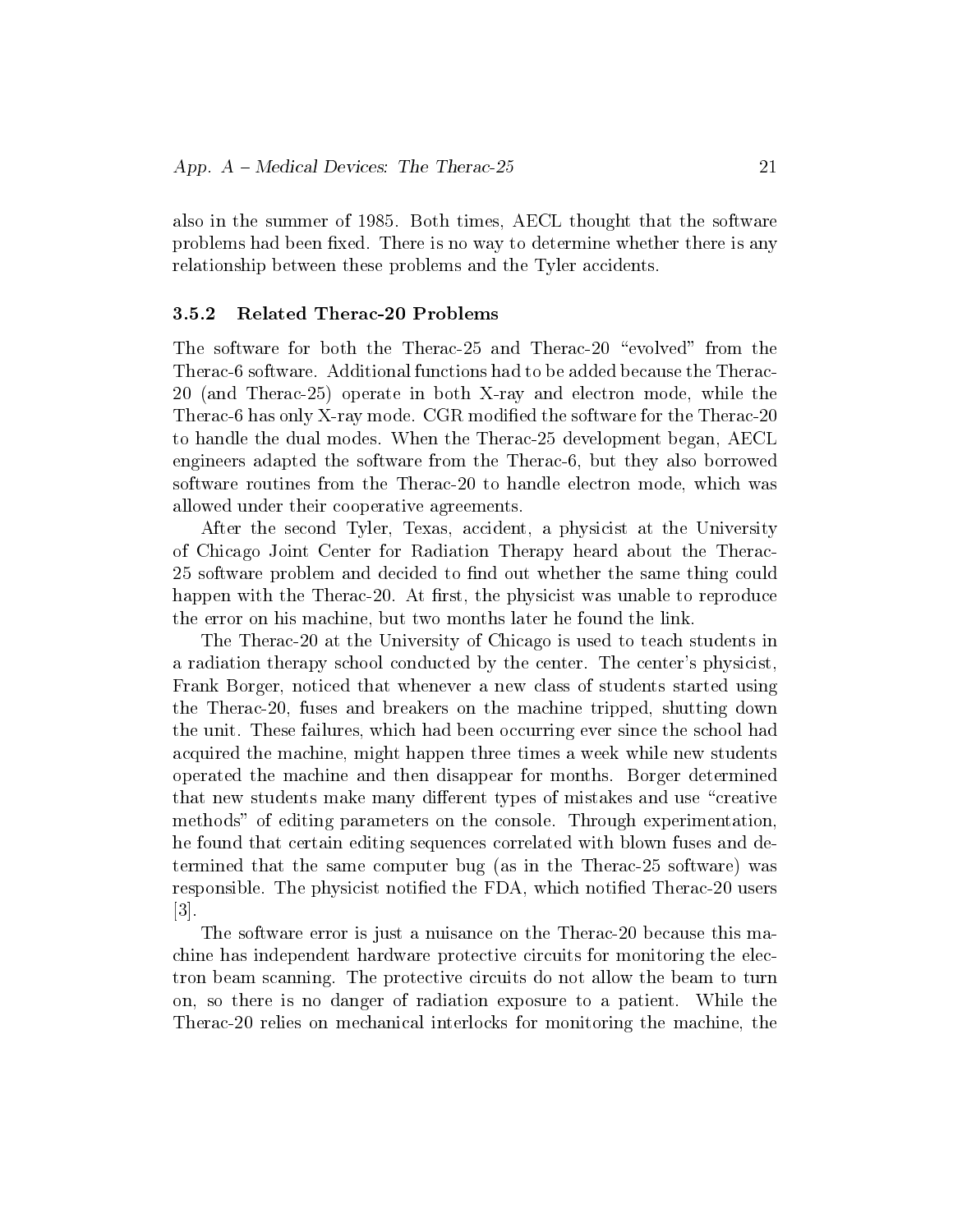also in the summer of 1985. Both times, AECL thought that the software problems had been fixed. There is no way to determine whether there is any relationship between these problems and the Tyler accidents.

### 3.5.2 Related Therac-20 Problems

The software for both the Therac-25 and Therac-20 "evolved" from the Therac-6 software. Additional functions had to be added because the Therac-20 (and Therac-25) operate in both X-ray and electron mode, while the Therac-6 has only X-ray mode. CGR modified the software for the Therac-20 to handle the dual modes. When the Therac-25 development began, AECL engineers adapted the software from the Therac-6, but they also borrowed software routines from the Therac-20 to handle electron mode, which was allowed under their cooperative agreements.

After the second Tyler, Texas, accident, a physicist at the University of Chicago Joint Center for Radiation Therapy heard about the Therac-25 software problem and decided to find out whether the same thing could happen with the Therac-20. At first, the physicist was unable to reproduce the error on his machine, but two months later he found the link.

The Therac-20 at the University of Chicago is used to teach students in a radiation therapy school conducted by the center. The center's physicist, Frank Borger, noticed that whenever a new class of students started using the Therac-20, fuses and breakers on the machine tripped, shutting down the unit. These failures, which had been occurring ever since the school had acquired the machine, might happen three times a week while new students operated the machine and then disappear for months. Borger determined that new students make many different types of mistakes and use "creative methods" of editing parameters on the console. Through experimentation, he found that certain editing sequences correlated with blown fuses and determined that the same computer bug (as in the Therac-25 software) was responsible. The physicist notified the FDA, which notified Therac-20 users [3].

The software error is just a nuisance on the Therac-20 because this machine has independent hardware protective circuits for monitoring the electron beam scanning. The protective circuits do not allow the beam to turn on, so there is no danger of radiation exposure to a patient. While the Therac-20 relies on mechanical interlocks for monitoring the machine, the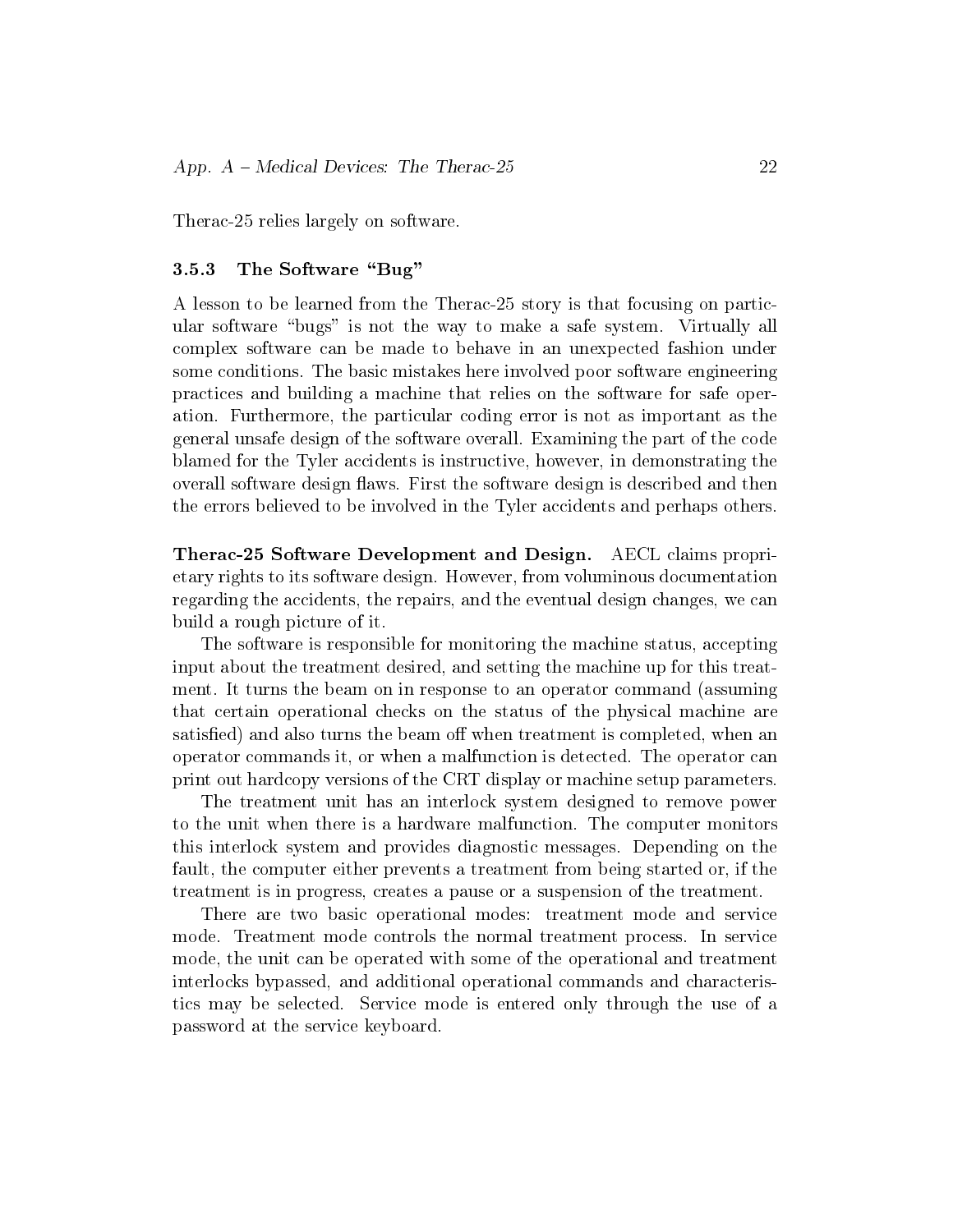Therac-25 relies largely on software.

### 3.5.3 The Software "Bug"

A lesson to be learned from the Therac-25 story is that focusing on particular software "bugs" is not the way to make a safe system. Virtually all complex software can be made to behave in an unexpected fashion under some conditions. The basic mistakes here involved poor software engineering practices and building a machine that relies on the software for safe operation. Furthermore, the particular coding error is not as important as the general unsafe design of the software overall. Examining the part of the code blamed for the Tyler accidents is instructive, however, in demonstrating the overall software design flaws. First the software design is described and then the errors believed to be involved in the Tyler accidents and perhaps others.

**Therac-25 Software Development and Design.** AECL claims proprietary rights to its software design. However, from voluminous documentation regarding the accidents, the repairs, and the eventual design changes, we can build a rough picture of it.

The software is responsible for monitoring the machine status, accepting input about the treatment desired, and setting the machine up for this treatment. It turns the beam on in response to an operator command (assuming that certain operational checks on the status of the physical machine are satisfied) and also turns the beam off when treatment is completed, when an operator commands it, or when a malfunction is detected. The operator can print out hardcopy versions of the CRT display or machine setup parameters.

The treatment unit has an interlock system designed to remove power to the unit when there is a hardware malfunction. The computer monitors this interlock system and provides diagnostic messages. Depending on the fault, the computer either prevents a treatment from being started or, if the treatment is in progress, creates a pause or a suspension of the treatment.

There are two basic operational modes: treatment mode and service mode. Treatment mode controls the normal treatment process. In service mode, the unit can be operated with some of the operational and treatment interlocks bypassed, and additional operational commands and characteristics may be selected. Service mode is entered only through the use of a password at the service keyboard.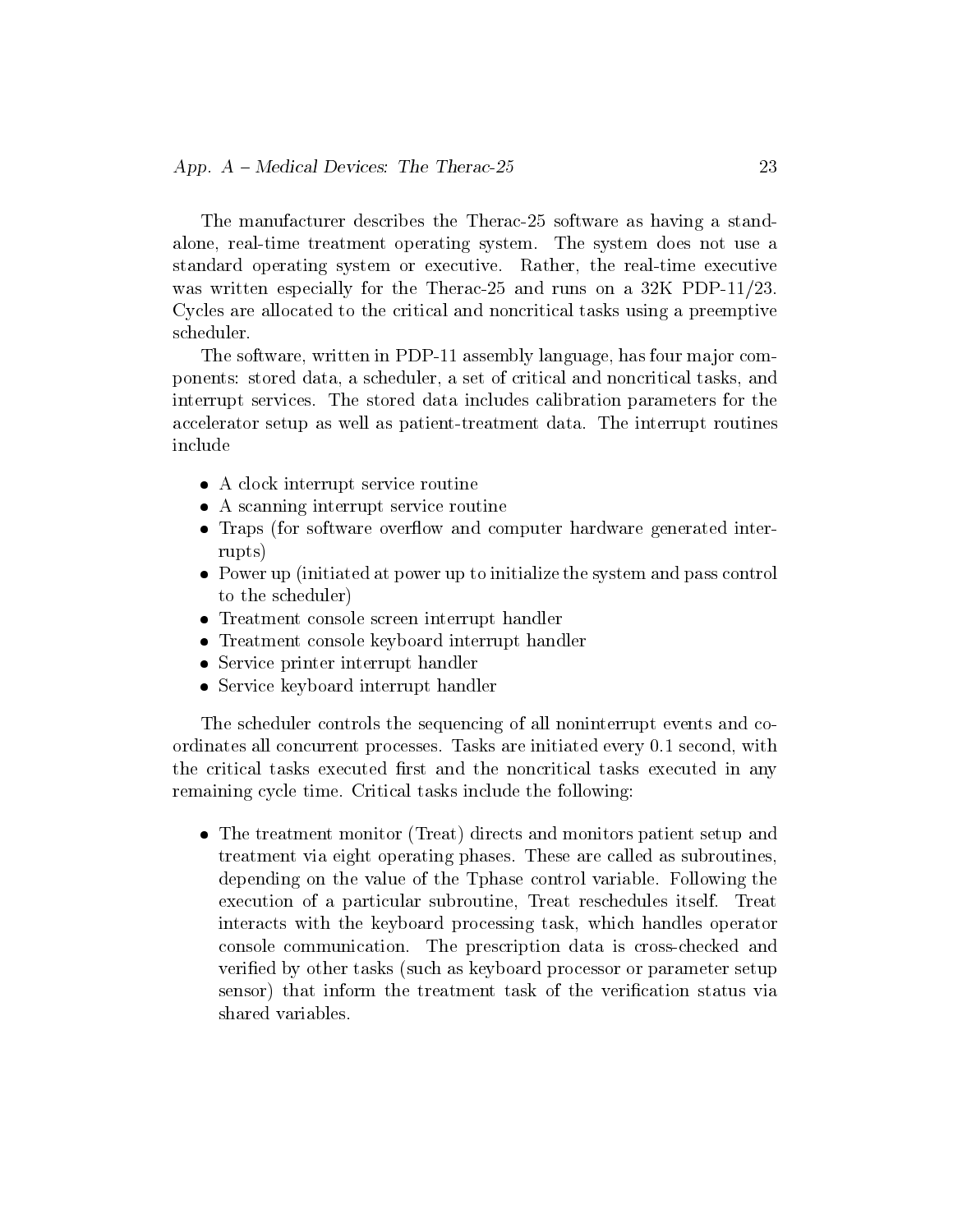The manufacturer describes the Therac-25 software as having a stand-alone, real-time treatment operating system. The system does not use a standard operating system or executive. Rather, the real-time executive was written especially for the Therac-25 and runs on a 32K PDP-11/23. Cycles are allocated to the critical and noncritical tasks using a preemptive scheduler.

The software, written in PDP-11 assembly language, has four major components: stored data, a scheduler, a set of critical and noncritical tasks, and interrupt services. The stored data includes calibration parameters for the accelerator setup as well as patient-treatment data. The interrupt routines include

- A clock interrupt service routine
- A scanning interrupt service routine
- Traps (for software overflow and computer hardware generated interrupts)
- Power up (initiated at power up to initialize the system and pass control to the scheduler)
- Treatment console screen interrupt handler
- Treatment console keyboard interrupt handler
- Service printer interrupt handler
- Service keyboard interrupt handler

The scheduler controls the sequencing of all noninterrupt events and coordinates all concurrent processes. Tasks are initiated every 0.1 second, with the critical tasks executed first and the noncritical tasks executed in any remaining cycle time. Critical tasks include the following:

- The treatment monitor (Treat) directs and monitors patient setup and treatment via eight operating phases. These are called as subroutines, depending on the value of the Tphase control variable. Following the execution of a particular subroutine, Treat reschedules itself. Treat interacts with the keyboard processing task, which handles operator console communication. The prescription data is cross-checked and verified by other tasks (such as keyboard processor or parameter setup sensor) that inform the treatment task of the verification status via shared variables.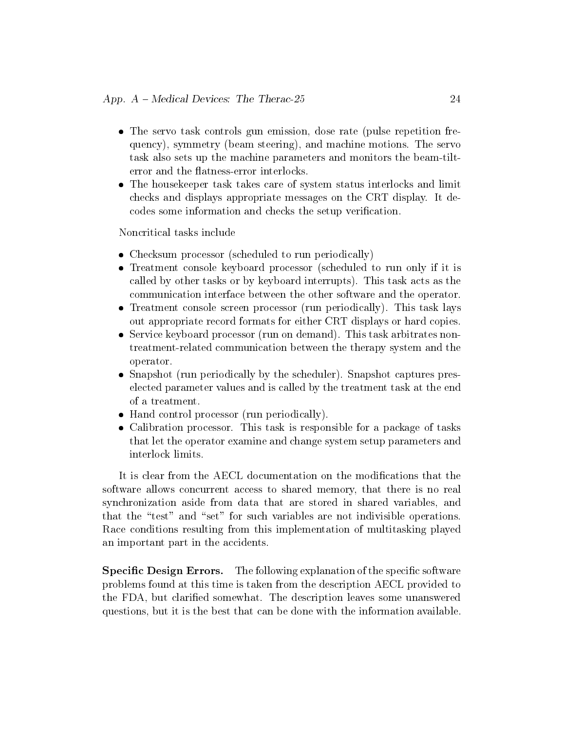- The servo task controls gun emission, dose rate (pulse repetition frequency), symmetry (beam steering), and machine motions. The servo task also sets up the machine parameters and monitors the beam-tilt-error and the flatness-error interlocks.
- The housekeeper task takes care of system status interlocks and limit checks and displays appropriate messages on the CRT display. It decodes some information and checks the setup verification.

Noncritical tasks include

- Checksum processor (scheduled to run periodically)
- Treatment console keyboard processor (scheduled to run only if it is called by other tasks or by keyboard interrupts). This task acts as the communication interface between the other software and the operator.
- Treatment console screen processor (run periodically). This task lays out appropriate record formats for either CRT displays or hard copies.
- Service keyboard processor (run on demand). This task arbitrates non-treatment-related communication between the therapy system and the operator.
- Snapshot (run periodically by the scheduler). Snapshot captures preselected parameter values and is called by the treatment task at the end of a treatment.
- Hand control processor (run periodically).
- Calibration processor. This task is responsible for a package of tasks that let the operator examine and change system setup parameters and interlock limits.

It is clear from the AECL documentation on the modifications that the software allows concurrent access to shared memory, that there is no real synchronization aside from data that are stored in shared variables, and that the "test" and "set" for such variables are not indivisible operations. Race conditions resulting from this implementation of multitasking played an important part in the accidents.

**Specific Design Errors.** The following explanation of the specific software problems found at this time is taken from the description AECL provided to the FDA, but clarified somewhat. The description leaves some unanswered questions, but it is the best that can be done with the information available.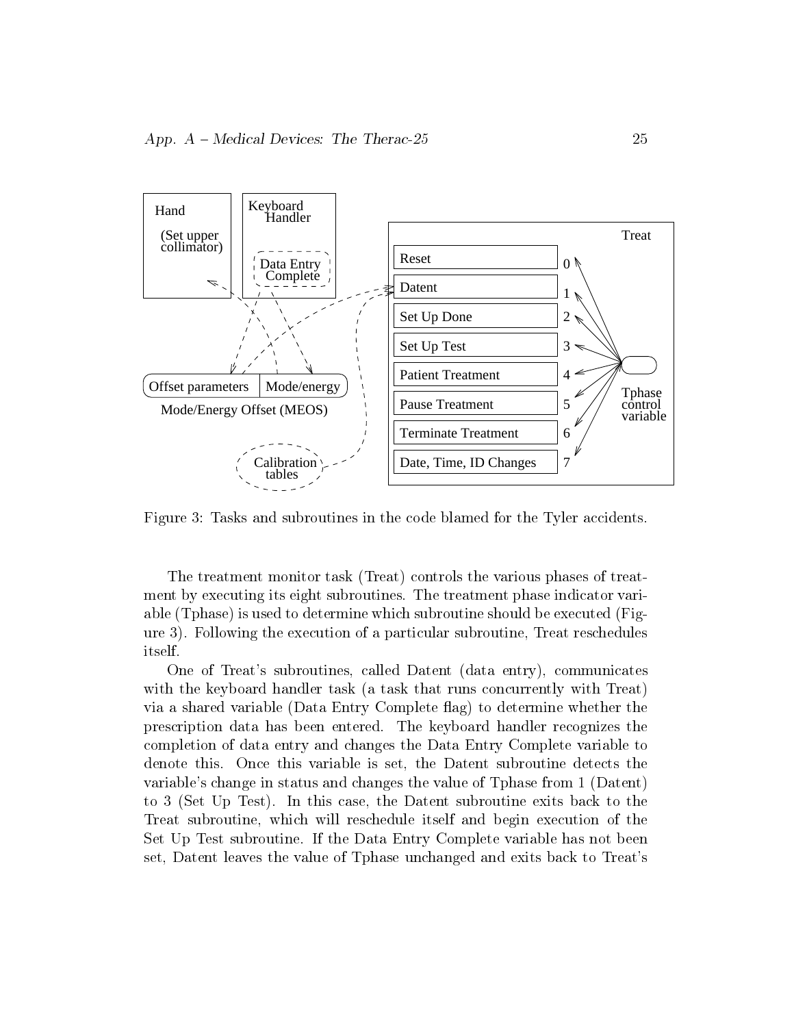Figure 3: Tasks and subroutines in the code blamed for the Tyler accidents.

The treatment monitor task (Treat) controls the various phases of treatment by executing its eight subroutines. The treatment phase indicator variable (Tphase) is used to determine which subroutine should be executed (Figure 3). Following the execution of a particular subroutine, Treat reschedules itself.

One of Treat's subroutines, called Datent (data entry), communicates with the keyboard handler task (a task that runs concurrently with Treat) via a shared variable (Data Entry Complete flag) to determine whether the prescription data has been entered. The keyboard handler recognizes the completion of data entry and changes the Data Entry Complete variable to denote this. Once this variable is set, the Datent subroutine detects the variable's change in status and changes the value of Tphase from 1 (Datent) to 3 (Set Up Test). In this case, the Datent subroutine exits back to the Treat subroutine, which will reschedule itself and begin execution of the Set Up Test subroutine. If the Data Entry Complete variable has not been set, Datent leaves the value of Tphase unchanged and exits back to Treat's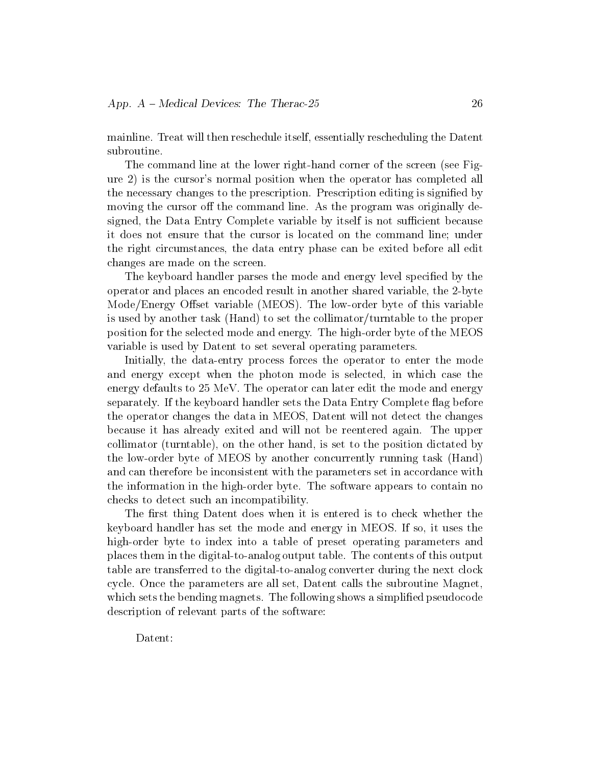mainline. Treat will then reschedule itself, essentially rescheduling the Datent subroutine.

The command line at the lower right-hand corner of the screen (see Figure 2) is the cursor's normal position when the operator has completed all the necessary changes to the prescription. Prescription editing is signified by moving the cursor off the command line. As the program was originally designed, the Data Entry Complete variable by itself is not sufficient because it does not ensure that the cursor is located on the command line; under the right circumstances, the data entry phase can be exited before all edit changes are made on the screen.

The keyboard handler parses the mode and energy level specified by the operator and places an encoded result in another shared variable, the 2-byte Mode/Energy Offset variable (MEOS). The low-order byte of this variable is used by another task (Hand) to set the collimator/turntable to the proper position for the selected mode and energy. The high-order byte of the MEOS variable is used by Datent to set several operating parameters.

Initially, the data-entry process forces the operator to enter the mode and energy except when the photon mode is selected, in which case the energy defaults to 25 MeV. The operator can later edit the mode and energy separately. If the keyboard handler sets the Data Entry Complete flag before the operator changes the data in MEOS, Datent will not detect the changes because it has already exited and will not be reentered again. The upper collimator (turntable), on the other hand, is set to the position dictated by the low-order byte of MEOS by another concurrently running task (Hand) and can therefore be inconsistent with the parameters set in accordance with the information in the high-order byte. The software appears to contain no checks to detect such an incompatibility.

The first thing Datent does when it is entered is to check whether the keyboard handler has set the mode and energy in MEOS. If so, it uses the high-order byte to index into a table of preset operating parameters and places them in the digital-to-analog output table. The contents of this output table are transferred to the digital-to-analog converter during the next clock cycle. Once the parameters are all set, Datent calls the subroutine Magnet, which sets the bending magnets. The following shows a simplified pseudocode description of relevant parts of the software:

```
Datent:
```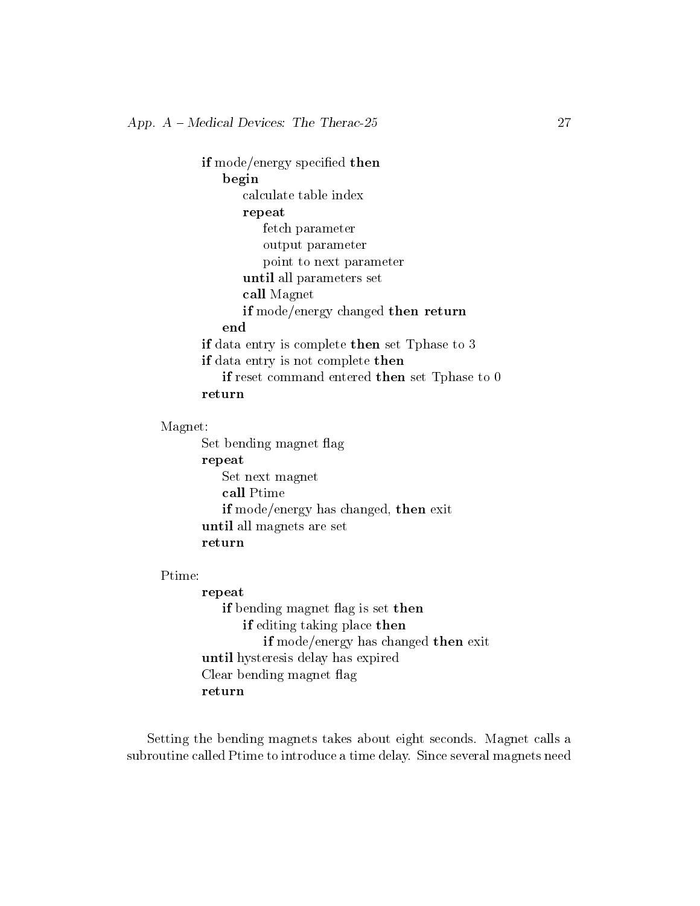```
        if mode/energy specified then
            begin
                calculate table index
                repeat
                    fetch parameter
                    output parameter
                    point to next parameter
                until all parameters set
                call Magnet
                if mode/energy changed then return
            end
        if data entry is complete then set Tphase to 3
        if data entry is not complete then
            if reset command entered then set Tphase to 0
        return

Magnet:
        Set bending magnet flag
        repeat
            Set next magnet
            call Ptime
            if mode/energy has changed, then exit
        until all magnets are set
        return

Ptime:
        repeat
            if bending magnet flag is set then
                if editing taking place then
                    if mode/energy has changed then exit
        until hysteresis delay has expired
        Clear bending magnet flag
        return
```

Setting the bending magnets takes about eight seconds. Magnet calls a subroutine called Ptime to introduce a time delay. Since several magnets need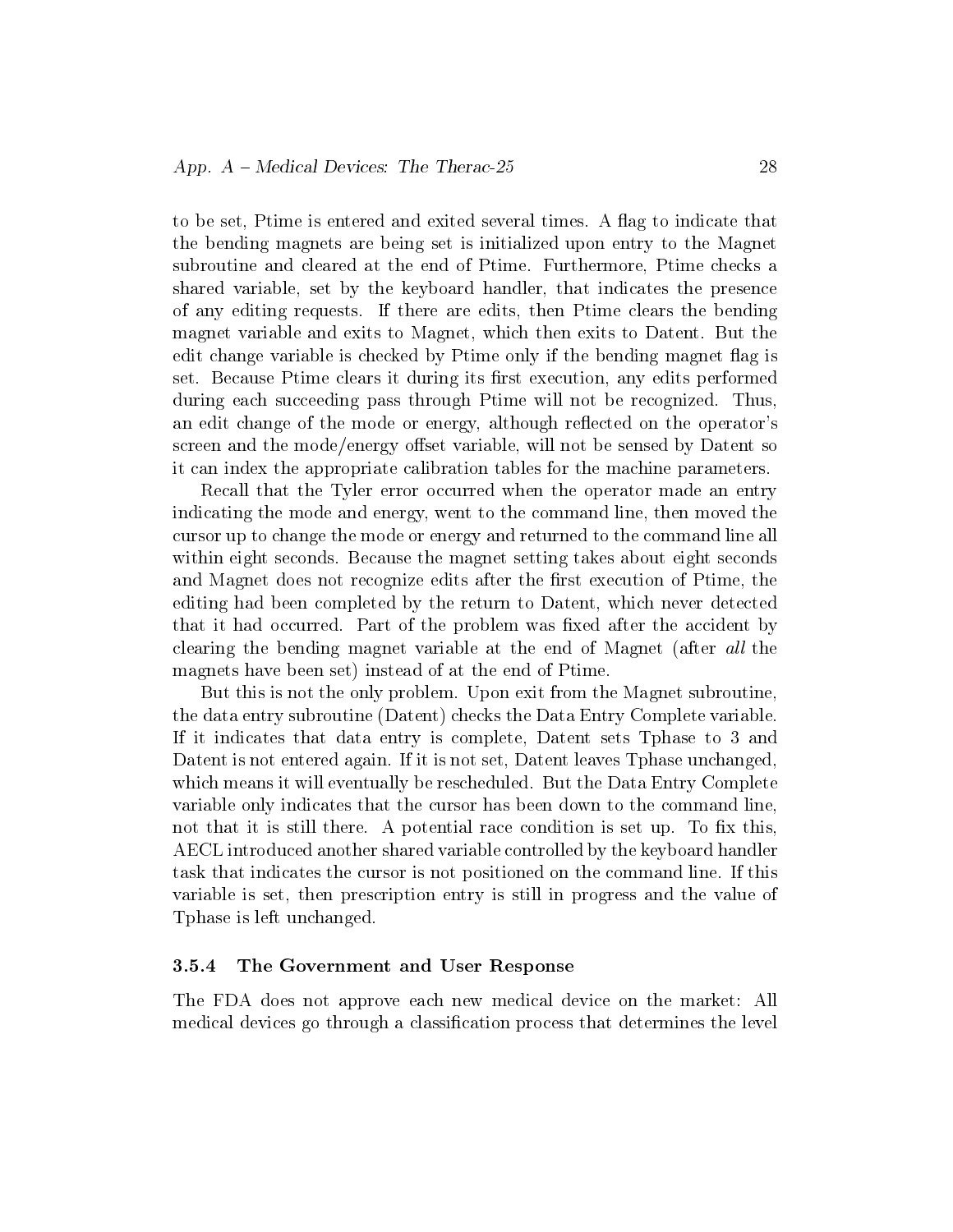to be set, Ptime is entered and exited several times. A flag to indicate that the bending magnets are being set is initialized upon entry to the Magnet subroutine and cleared at the end of Ptime. Furthermore, Ptime checks a shared variable, set by the keyboard handler, that indicates the presence of any editing requests. If there are edits, then Ptime clears the bending magnet variable and exits to Magnet, which then exits to Datent. But the edit change variable is checked by Ptime only if the bending magnet flag is set. Because Ptime clears it during its first execution, any edits performed during each succeeding pass through Ptime will not be recognized. Thus, an edit change of the mode or energy, although reflected on the operator's screen and the mode/energy offset variable, will not be sensed by Datent so it can index the appropriate calibration tables for the machine parameters.

Recall that the Tyler error occurred when the operator made an entry indicating the mode and energy, went to the command line, then moved the cursor up to change the mode or energy and returned to the command line all within eight seconds. Because the magnet setting takes about eight seconds and Magnet does not recognize edits after the first execution of Ptime, the editing had been completed by the return to Datent, which never detected that it had occurred. Part of the problem was fixed after the accident by clearing the bending magnet variable at the end of Magnet (after *all* the magnets have been set) instead of at the end of Ptime.

But this is not the only problem. Upon exit from the Magnet subroutine, the data entry subroutine (Datent) checks the Data Entry Complete variable. If it indicates that data entry is complete, Datent sets Tphase to 3 and Datent is not entered again. If it is not set, Datent leaves Tphase unchanged, which means it will eventually be rescheduled. But the Data Entry Complete variable only indicates that the cursor has been down to the command line, not that it is still there. A potential race condition is set up. To fix this, AECL introduced another shared variable controlled by the keyboard handler task that indicates the cursor is not positioned on the command line. If this variable is set, then prescription entry is still in progress and the value of Tphase is left unchanged.

### 3.5.4 The Government and User Response

The FDA does not approve each new medical device on the market: All medical devices go through a classification process that determines the level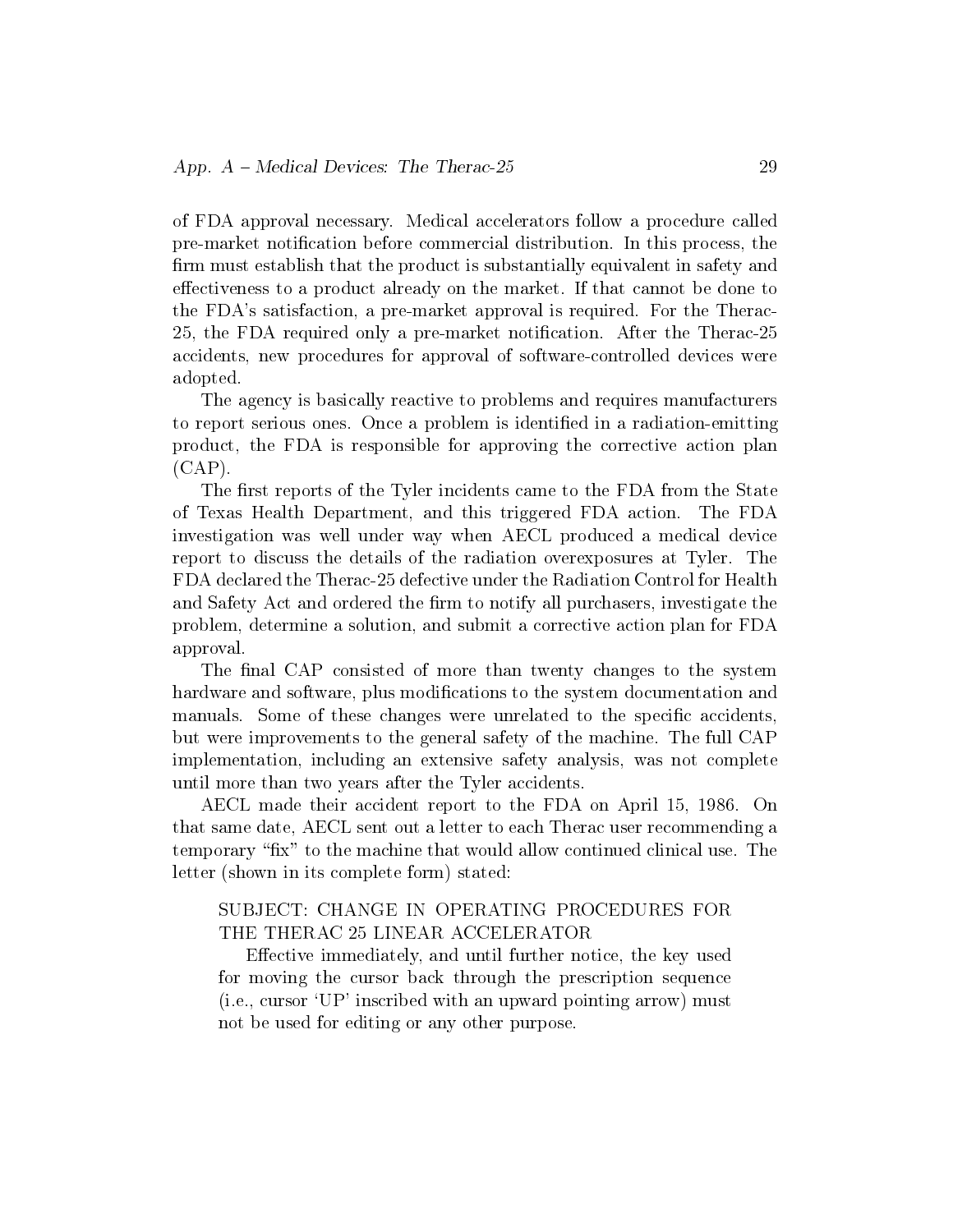of FDA approval necessary. Medical accelerators follow a procedure called pre-market notification before commercial distribution. In this process, the firm must establish that the product is substantially equivalent in safety and effectiveness to a product already on the market. If that cannot be done to the FDA's satisfaction, a pre-market approval is required. For the Therac-25, the FDA required only a pre-market notification. After the Therac-25 accidents, new procedures for approval of software-controlled devices were adopted.

The agency is basically reactive to problems and requires manufacturers to report serious ones. Once a problem is identified in a radiation-emitting product, the FDA is responsible for approving the corrective action plan (CAP).

The first reports of the Tyler incidents came to the FDA from the State of Texas Health Department, and this triggered FDA action. The FDA investigation was well under way when AECL produced a medical device report to discuss the details of the radiation overexposures at Tyler. The FDA declared the Therac-25 defective under the Radiation Control for Health and Safety Act and ordered the firm to notify all purchasers, investigate the problem, determine a solution, and submit a corrective action plan for FDA approval.

The final CAP consisted of more than twenty changes to the system hardware and software, plus modifications to the system documentation and manuals. Some of these changes were unrelated to the specific accidents, but were improvements to the general safety of the machine. The full CAP implementation, including an extensive safety analysis, was not complete until more than two years after the Tyler accidents.

AECL made their accident report to the FDA on April 15, 1986. On that same date, AECL sent out a letter to each Therac user recommending a temporary "fix" to the machine that would allow continued clinical use. The letter (shown in its complete form) stated:

> SUBJECT: CHANGE IN OPERATING PROCEDURES FOR THE THERAC 25 LINEAR ACCELERATOR
>
> Effective immediately, and until further notice, the key used for moving the cursor back through the prescription sequence (i.e., cursor 'UP' inscribed with an upward pointing arrow) must not be used for editing or any other purpose.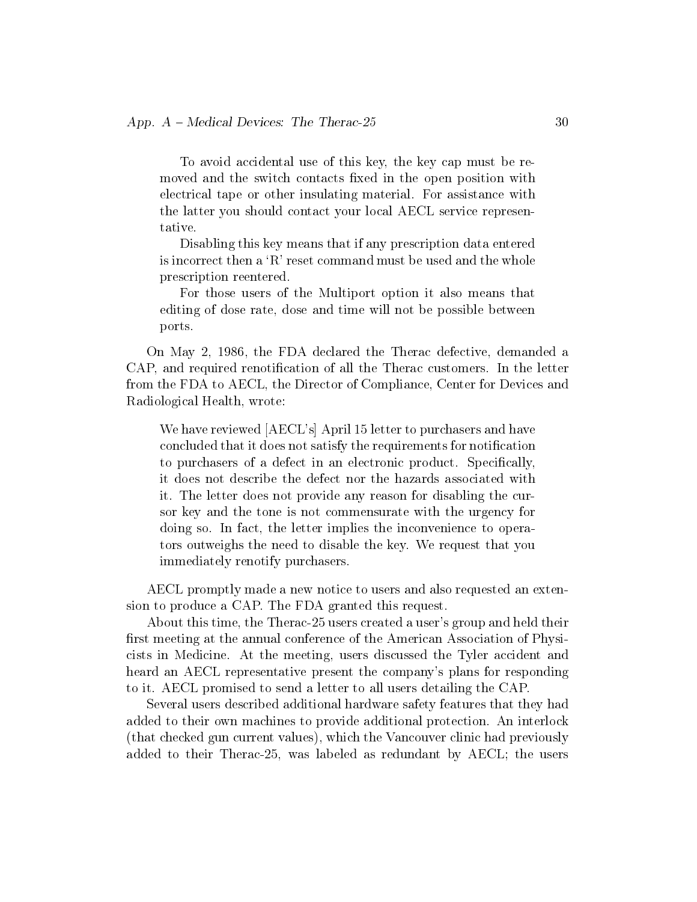> To avoid accidental use of this key, the key cap must be removed and the switch contacts fixed in the open position with electrical tape or other insulating material. For assistance with the latter you should contact your local AECL service representative.
>
> Disabling this key means that if any prescription data entered is incorrect then a 'R' reset command must be used and the whole prescription reentered.
>
> For those users of the Multiport option it also means that editing of dose rate, dose and time will not be possible between ports.

On May 2, 1986, the FDA declared the Therac defective, demanded a CAP, and required renotification of all the Therac customers. In the letter from the FDA to AECL, the Director of Compliance, Center for Devices and Radiological Health, wrote:

> We have reviewed [AECL's] April 15 letter to purchasers and have concluded that it does not satisfy the requirements for notification to purchasers of a defect in an electronic product. Specifically, it does not describe the defect nor the hazards associated with it. The letter does not provide any reason for disabling the cursor key and the tone is not commensurate with the urgency for doing so. In fact, the letter implies the inconvenience to operators outweighs the need to disable the key. We request that you immediately renotify purchasers.

AECL promptly made a new notice to users and also requested an extension to produce a CAP. The FDA granted this request.

About this time, the Therac-25 users created a user's group and held their first meeting at the annual conference of the American Association of Physicists in Medicine. At the meeting, users discussed the Tyler accident and heard an AECL representative present the company's plans for responding to it. AECL promised to send a letter to all users detailing the CAP.

Several users described additional hardware safety features that they had added to their own machines to provide additional protection. An interlock (that checked gun current values), which the Vancouver clinic had previously added to their Therac-25, was labeled as redundant by AECL; the users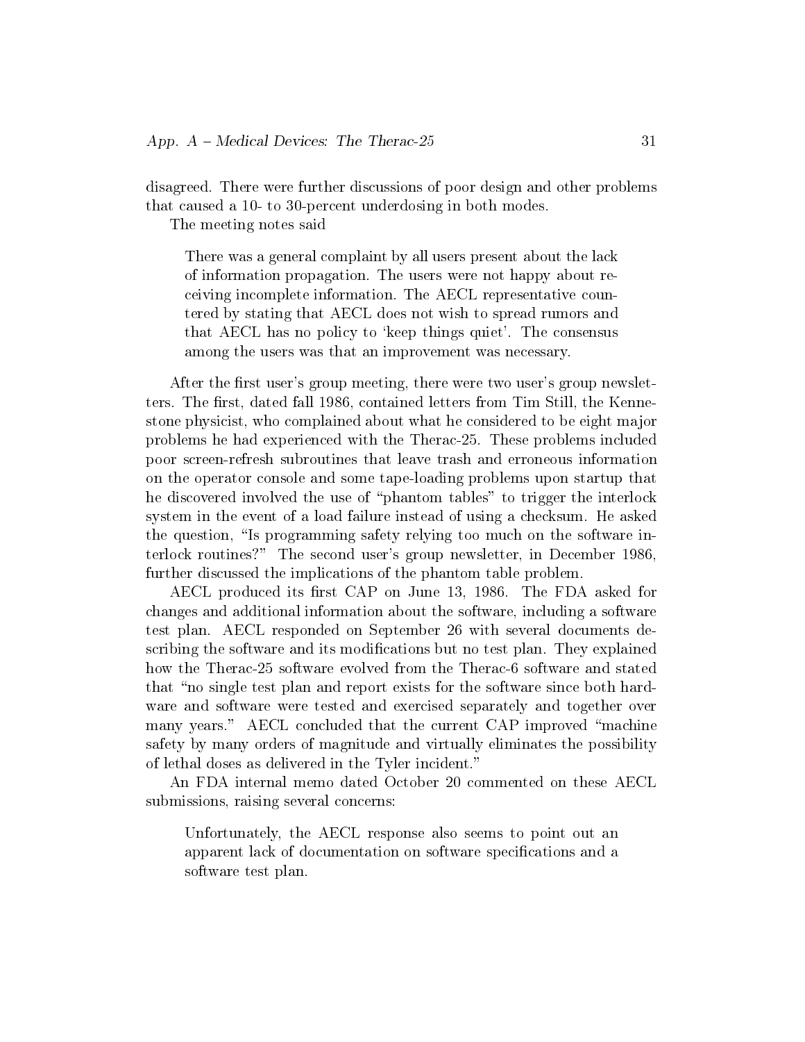disagreed. There were further discussions of poor design and other problems that caused a 10- to 30-percent underdosing in both modes.

The meeting notes said

> There was a general complaint by all users present about the lack of information propagation. The users were not happy about receiving incomplete information. The AECL representative countered by stating that AECL does not wish to spread rumors and that AECL has no policy to 'keep things quiet'. The consensus among the users was that an improvement was necessary.

After the first user's group meeting, there were two user's group newsletters. The first, dated fall 1986, contained letters from Tim Still, the Kennestone physicist, who complained about what he considered to be eight major problems he had experienced with the Therac-25. These problems included poor screen-refresh subroutines that leave trash and erroneous information on the operator console and some tape-loading problems upon startup that he discovered involved the use of "phantom tables" to trigger the interlock system in the event of a load failure instead of using a checksum. He asked the question, "Is programming safety relying too much on the software interlock routines?" The second user's group newsletter, in December 1986, further discussed the implications of the phantom table problem.

AECL produced its first CAP on June 13, 1986. The FDA asked for changes and additional information about the software, including a software test plan. AECL responded on September 26 with several documents describing the software and its modifications but no test plan. They explained how the Therac-25 software evolved from the Therac-6 software and stated that "no single test plan and report exists for the software since both hardware and software were tested and exercised separately and together over many years." AECL concluded that the current CAP improved "machine safety by many orders of magnitude and virtually eliminates the possibility of lethal doses as delivered in the Tyler incident."

An FDA internal memo dated October 20 commented on these AECL submissions, raising several concerns:

> Unfortunately, the AECL response also seems to point out an apparent lack of documentation on software specifications and a software test plan.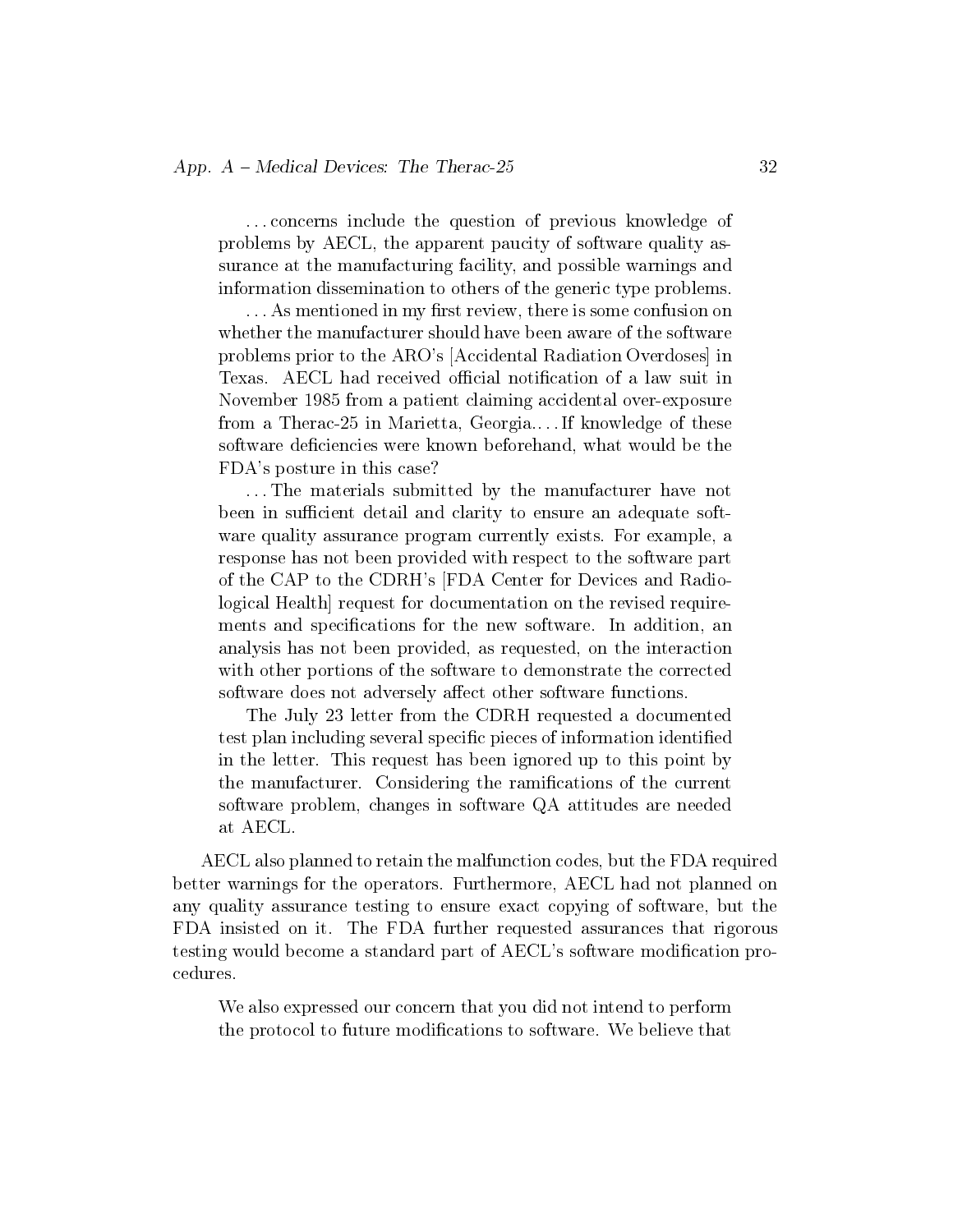> . . . concerns include the question of previous knowledge of problems by AECL, the apparent paucity of software quality assurance at the manufacturing facility, and possible warnings and information dissemination to others of the generic type problems.
>
> . . . As mentioned in my first review, there is some confusion on whether the manufacturer should have been aware of the software problems prior to the ARO's [Accidental Radiation Overdoses] in Texas. AECL had received official notification of a law suit in November 1985 from a patient claiming accidental over-exposure from a Therac-25 in Marietta, Georgia. . . . If knowledge of these software deficiencies were known beforehand, what would be the FDA's posture in this case?
>
> . . . The materials submitted by the manufacturer have not been in sufficient detail and clarity to ensure an adequate software quality assurance program currently exists. For example, a response has not been provided with respect to the software part of the CAP to the CDRH's [FDA Center for Devices and Radiological Health] request for documentation on the revised requirements and specifications for the new software. In addition, an analysis has not been provided, as requested, on the interaction with other portions of the software to demonstrate the corrected software does not adversely affect other software functions.
>
> The July 23 letter from the CDRH requested a documented test plan including several specific pieces of information identified in the letter. This request has been ignored up to this point by the manufacturer. Considering the ramifications of the current software problem, changes in software QA attitudes are needed at AECL.

AECL also planned to retain the malfunction codes, but the FDA required better warnings for the operators. Furthermore, AECL had not planned on any quality assurance testing to ensure exact copying of software, but the FDA insisted on it. The FDA further requested assurances that rigorous testing would become a standard part of AECL's software modification procedures.

> We also expressed our concern that you did not intend to perform the protocol to future modifications to software. We believe that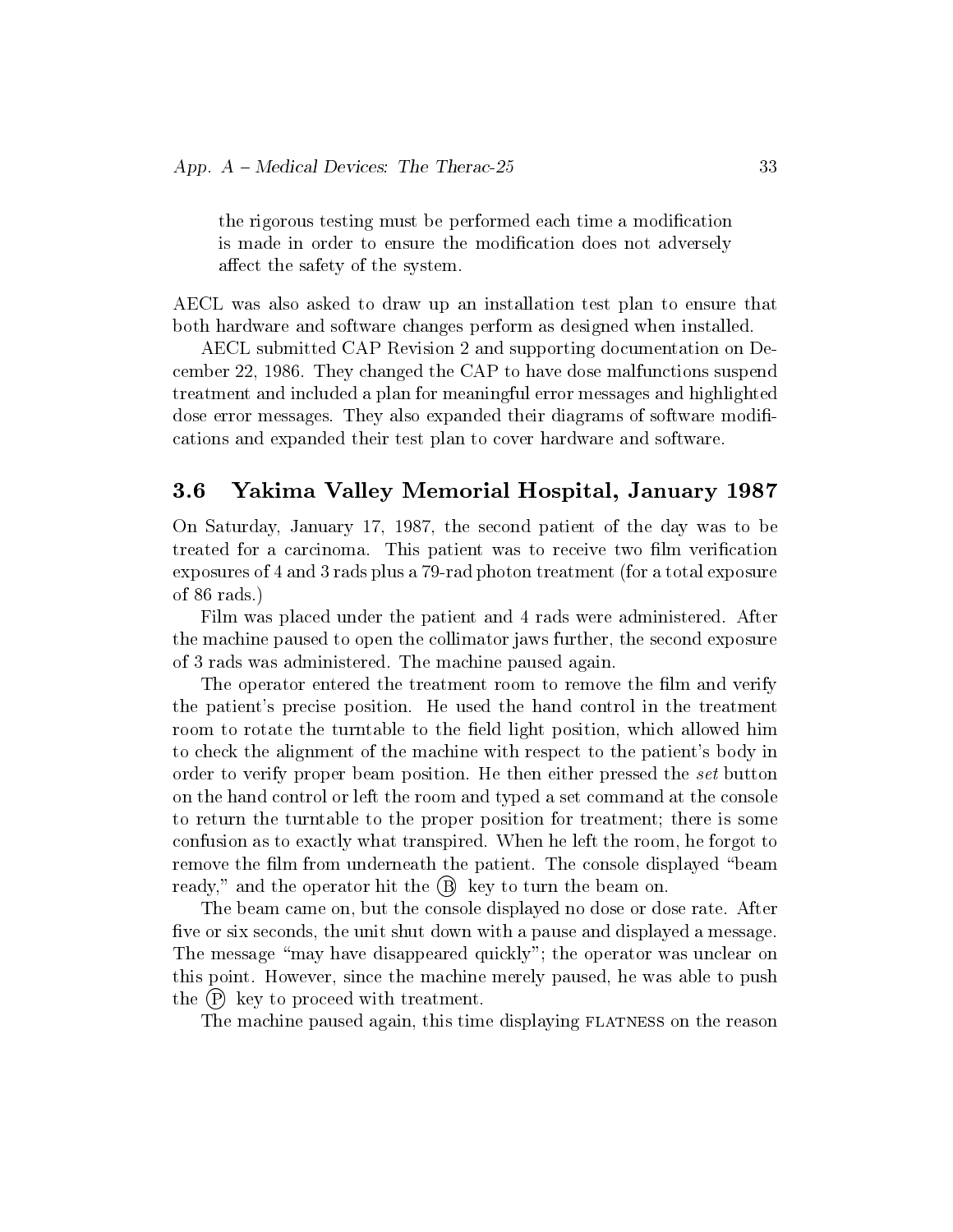the rigorous testing must be performed each time a modification is made in order to ensure the modification does not adversely affect the safety of the system.

AECL was also asked to draw up an installation test plan to ensure that both hardware and software changes perform as designed when installed.

AECL submitted CAP Revision 2 and supporting documentation on December 22, 1986. They changed the CAP to have dose malfunctions suspend treatment and included a plan for meaningful error messages and highlighted dose error messages. They also expanded their diagrams of software modifications and expanded their test plan to cover hardware and software.

## 3.6 Yakima Valley Memorial Hospital, January 1987

On Saturday, January 17, 1987, the second patient of the day was to be treated for a carcinoma. This patient was to receive two film verification exposures of 4 and 3 rads plus a 79-rad photon treatment (for a total exposure of 86 rads.)

Film was placed under the patient and 4 rads were administered. After the machine paused to open the collimator jaws further, the second exposure of 3 rads was administered. The machine paused again.

The operator entered the treatment room to remove the film and verify the patient's precise position. He used the hand control in the treatment room to rotate the turntable to the field light position, which allowed him to check the alignment of the machine with respect to the patient's body in order to verify proper beam position. He then either pressed the *set* button on the hand control or left the room and typed a set command at the console to return the turntable to the proper position for treatment; there is some confusion as to exactly what transpired. When he left the room, he forgot to remove the film from underneath the patient. The console displayed "beam ready," and the operator hit the Ⓑ key to turn the beam on.

The beam came on, but the console displayed no dose or dose rate. After five or six seconds, the unit shut down with a pause and displayed a message. The message "may have disappeared quickly"; the operator was unclear on this point. However, since the machine merely paused, he was able to push the Ⓟ key to proceed with treatment.

The machine paused again, this time displaying FLATNESS on the reason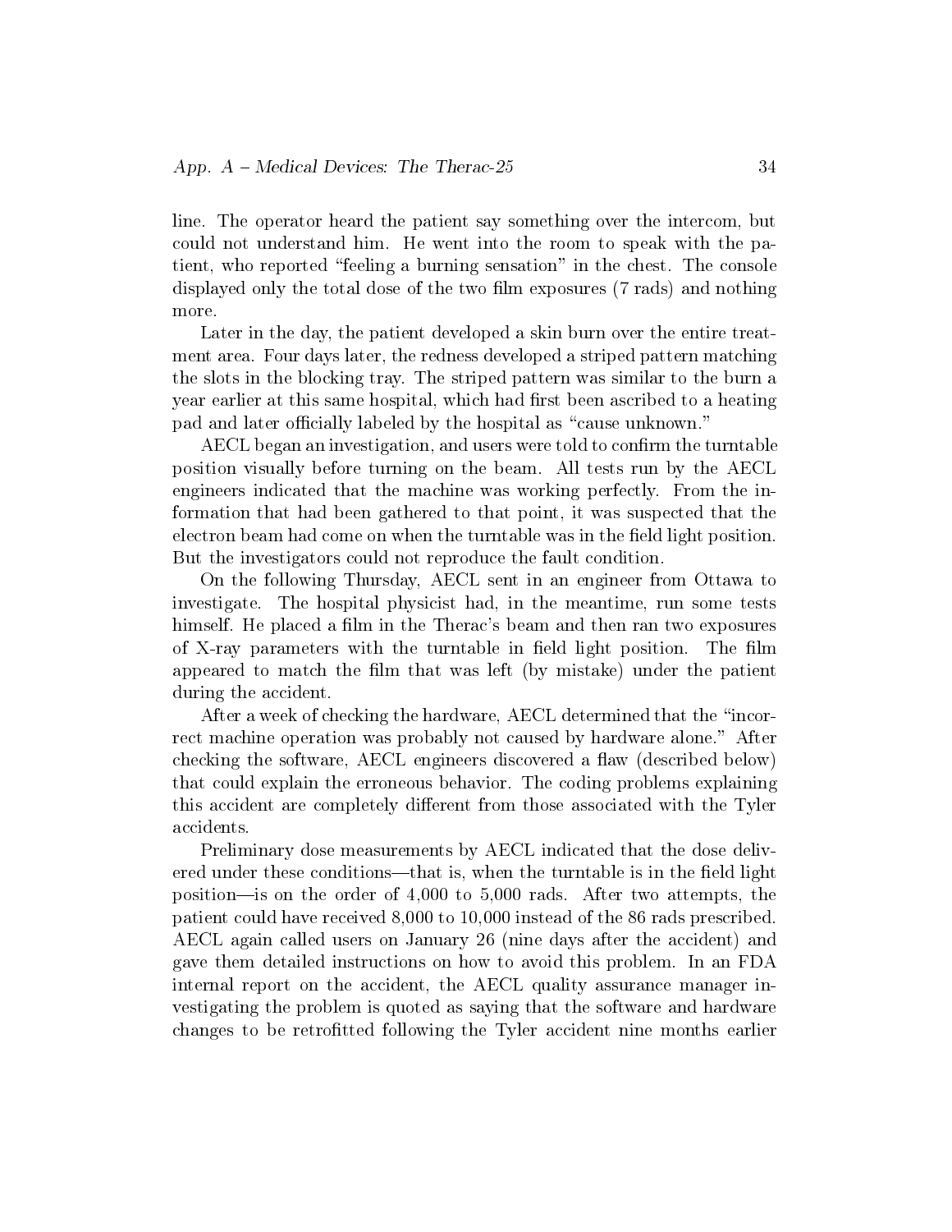line. The operator heard the patient say something over the intercom, but could not understand him. He went into the room to speak with the patient, who reported "feeling a burning sensation" in the chest. The console displayed only the total dose of the two film exposures (7 rads) and nothing more.

Later in the day, the patient developed a skin burn over the entire treatment area. Four days later, the redness developed a striped pattern matching the slots in the blocking tray. The striped pattern was similar to the burn a year earlier at this same hospital, which had first been ascribed to a heating pad and later officially labeled by the hospital as "cause unknown."

AECL began an investigation, and users were told to confirm the turntable position visually before turning on the beam. All tests run by the AECL engineers indicated that the machine was working perfectly. From the information that had been gathered to that point, it was suspected that the electron beam had come on when the turntable was in the field light position. But the investigators could not reproduce the fault condition.

On the following Thursday, AECL sent in an engineer from Ottawa to investigate. The hospital physicist had, in the meantime, run some tests himself. He placed a film in the Therac's beam and then ran two exposures of X-ray parameters with the turntable in field light position. The film appeared to match the film that was left (by mistake) under the patient during the accident.

After a week of checking the hardware, AECL determined that the "incorrect machine operation was probably not caused by hardware alone." After checking the software, AECL engineers discovered a flaw (described below) that could explain the erroneous behavior. The coding problems explaining this accident are completely different from those associated with the Tyler accidents.

Preliminary dose measurements by AECL indicated that the dose delivered under these conditions—that is, when the turntable is in the field light position—is on the order of 4,000 to 5,000 rads. After two attempts, the patient could have received 8,000 to 10,000 instead of the 86 rads prescribed. AECL again called users on January 26 (nine days after the accident) and gave them detailed instructions on how to avoid this problem. In an FDA internal report on the accident, the AECL quality assurance manager investigating the problem is quoted as saying that the software and hardware changes to be retrofitted following the Tyler accident nine months earlier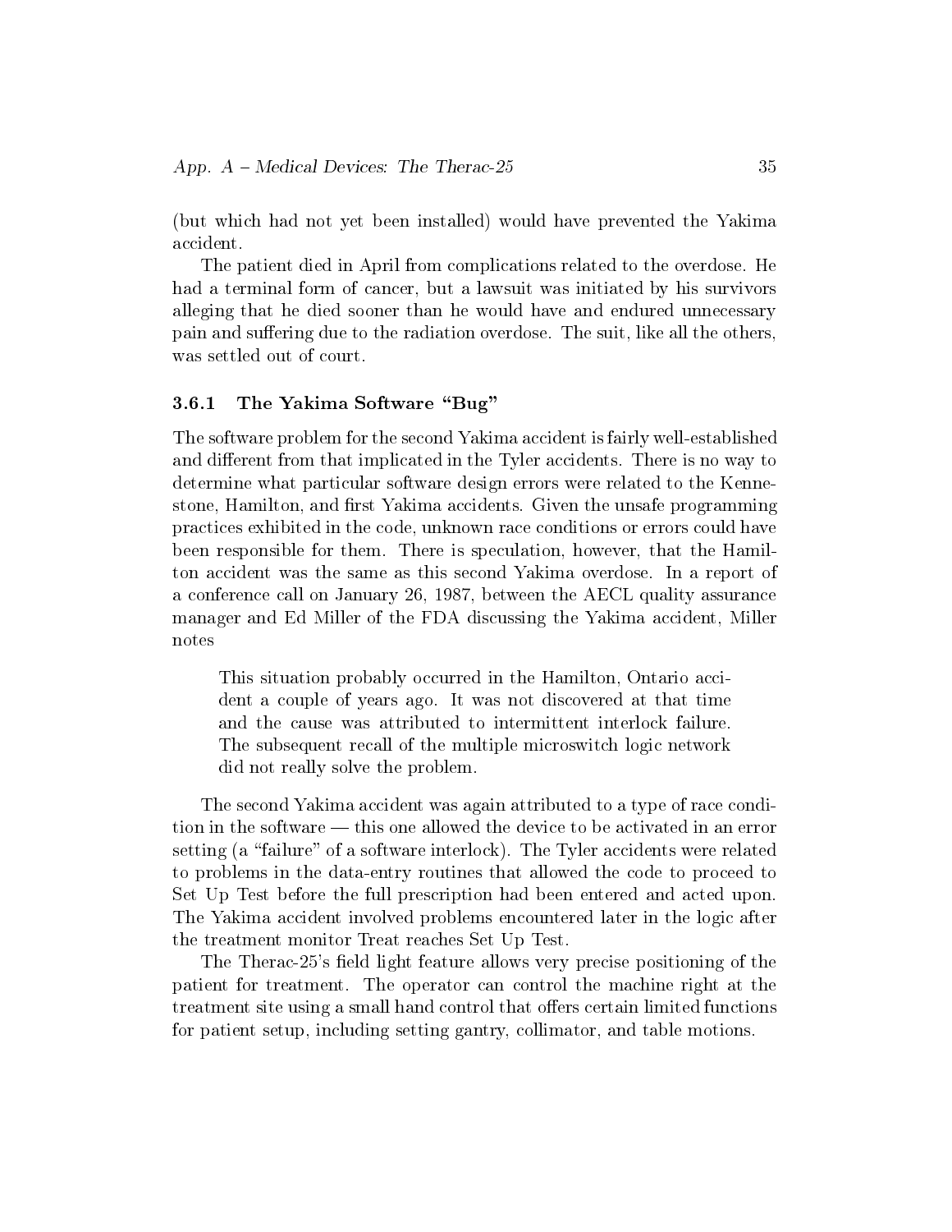(but which had not yet been installed) would have prevented the Yakima accident.

The patient died in April from complications related to the overdose. He had a terminal form of cancer, but a lawsuit was initiated by his survivors alleging that he died sooner than he would have and endured unnecessary pain and suffering due to the radiation overdose. The suit, like all the others, was settled out of court.

### 3.6.1 The Yakima Software "Bug"

The software problem for the second Yakima accident is fairly well-established and different from that implicated in the Tyler accidents. There is no way to determine what particular software design errors were related to the Kennestone, Hamilton, and first Yakima accidents. Given the unsafe programming practices exhibited in the code, unknown race conditions or errors could have been responsible for them. There is speculation, however, that the Hamilton accident was the same as this second Yakima overdose. In a report of a conference call on January 26, 1987, between the AECL quality assurance manager and Ed Miller of the FDA discussing the Yakima accident, Miller notes

> This situation probably occurred in the Hamilton, Ontario accident a couple of years ago. It was not discovered at that time and the cause was attributed to intermittent interlock failure. The subsequent recall of the multiple microswitch logic network did not really solve the problem.

The second Yakima accident was again attributed to a type of race condition in the software — this one allowed the device to be activated in an error setting (a "failure" of a software interlock). The Tyler accidents were related to problems in the data-entry routines that allowed the code to proceed to Set Up Test before the full prescription had been entered and acted upon. The Yakima accident involved problems encountered later in the logic after the treatment monitor Treat reaches Set Up Test.

The Therac-25's field light feature allows very precise positioning of the patient for treatment. The operator can control the machine right at the treatment site using a small hand control that offers certain limited functions for patient setup, including setting gantry, collimator, and table motions.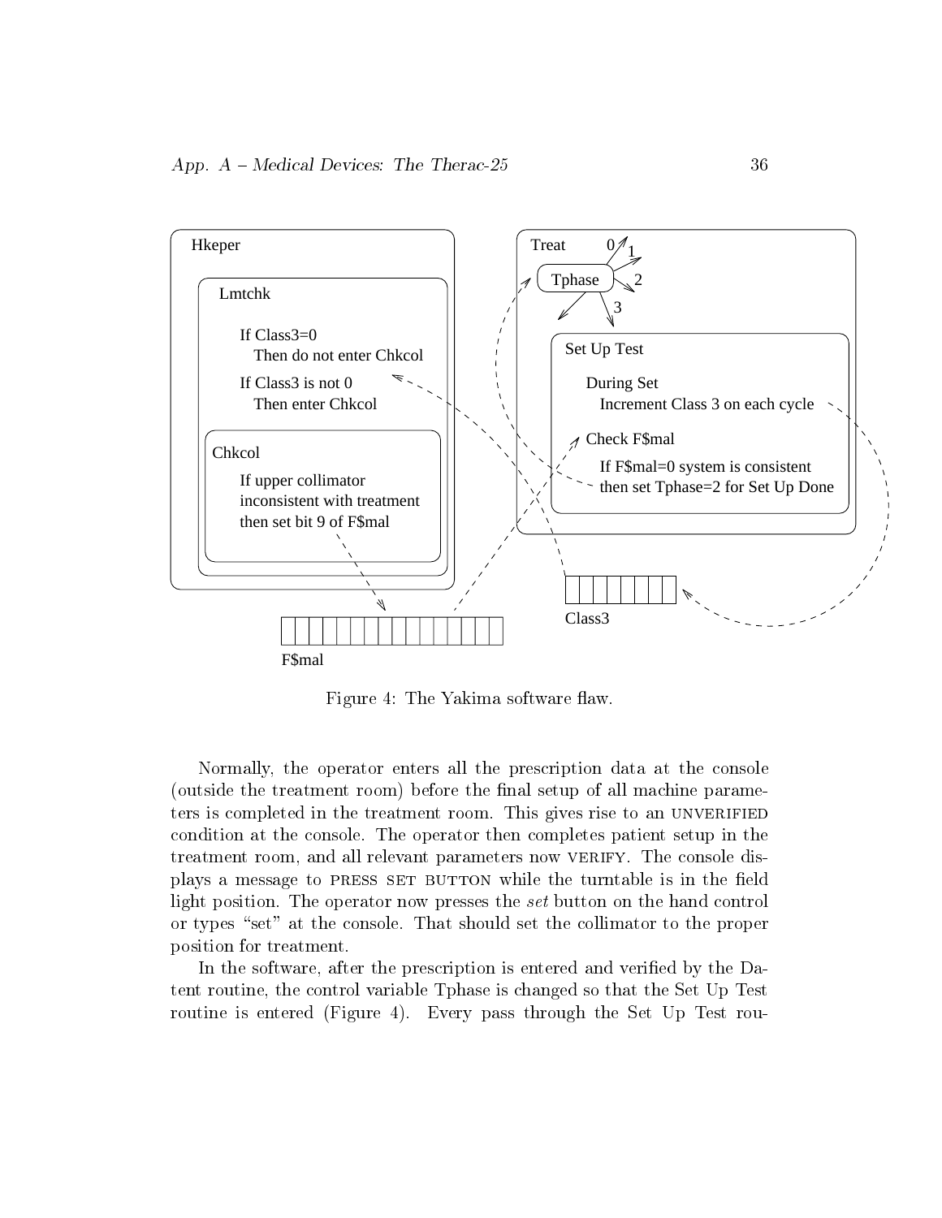Figure 4: The Yakima software flaw.

Normally, the operator enters all the prescription data at the console (outside the treatment room) before the final setup of all machine parameters is completed in the treatment room. This gives rise to an UNVERIFIED condition at the console. The operator then completes patient setup in the treatment room, and all relevant parameters now VERIFY. The console displays a message to PRESS SET BUTTON while the turntable is in the field light position. The operator now presses the *set* button on the hand control or types "set" at the console. That should set the collimator to the proper position for treatment.

In the software, after the prescription is entered and verified by the Datent routine, the control variable Tphase is changed so that the Set Up Test routine is entered (Figure 4). Every pass through the Set Up Test rou-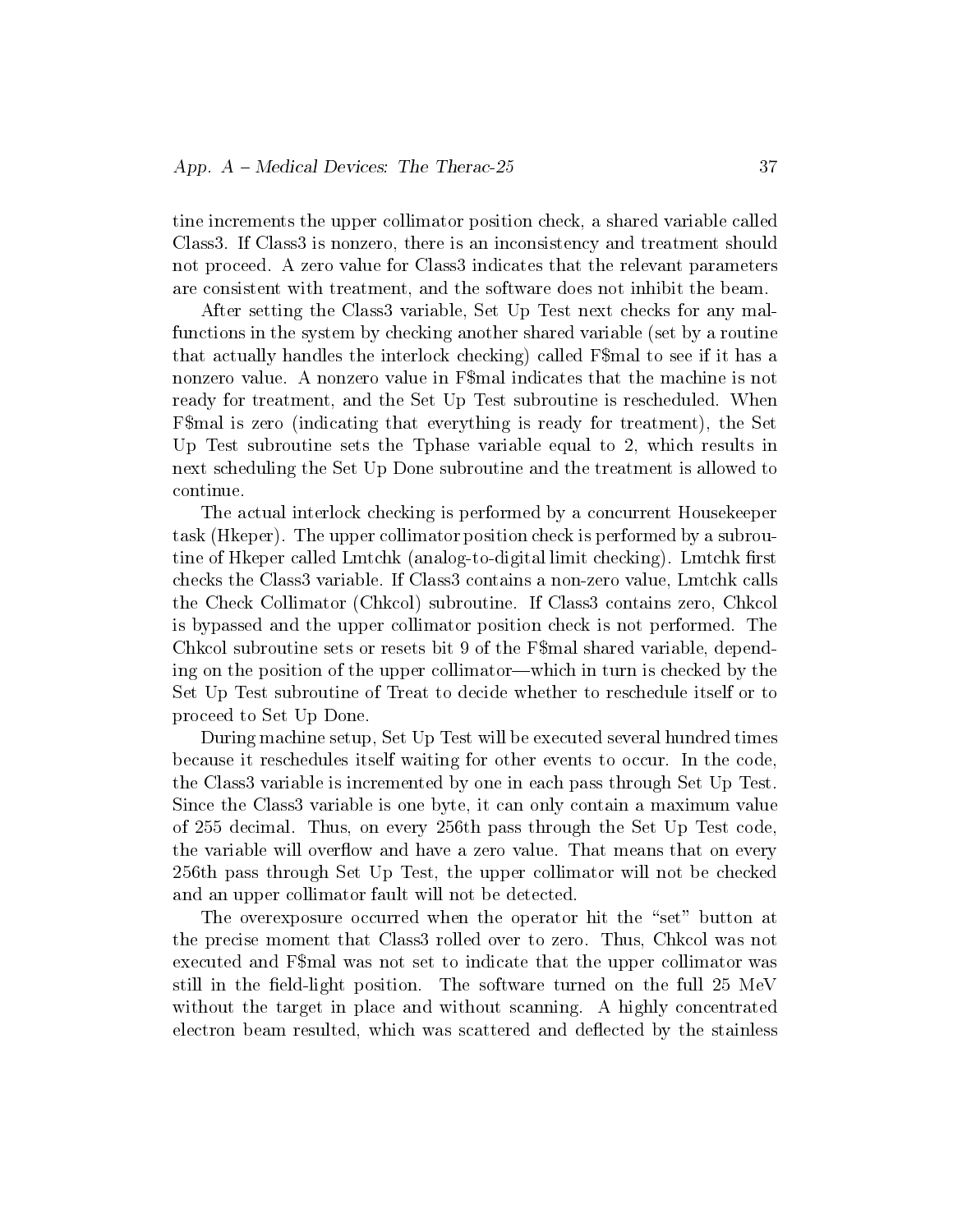tine increments the upper collimator position check, a shared variable called Class3. If Class3 is nonzero, there is an inconsistency and treatment should not proceed. A zero value for Class3 indicates that the relevant parameters are consistent with treatment, and the software does not inhibit the beam.

After setting the Class3 variable, Set Up Test next checks for any malfunctions in the system by checking another shared variable (set by a routine that actually handles the interlock checking) called F$mal to see if it has a nonzero value. A nonzero value in F$mal indicates that the machine is not ready for treatment, and the Set Up Test subroutine is rescheduled. When F$mal is zero (indicating that everything is ready for treatment), the Set Up Test subroutine sets the Tphase variable equal to 2, which results in next scheduling the Set Up Done subroutine and the treatment is allowed to continue.

The actual interlock checking is performed by a concurrent Housekeeper task (Hkeper). The upper collimator position check is performed by a subroutine of Hkeper called Lmtchk (analog-to-digital limit checking). Lmtchk first checks the Class3 variable. If Class3 contains a non-zero value, Lmtchk calls the Check Collimator (Chkcol) subroutine. If Class3 contains zero, Chkcol is bypassed and the upper collimator position check is not performed. The Chkcol subroutine sets or resets bit 9 of the F$mal shared variable, depending on the position of the upper collimator—which in turn is checked by the Set Up Test subroutine of Treat to decide whether to reschedule itself or to proceed to Set Up Done.

During machine setup, Set Up Test will be executed several hundred times because it reschedules itself waiting for other events to occur. In the code, the Class3 variable is incremented by one in each pass through Set Up Test. Since the Class3 variable is one byte, it can only contain a maximum value of 255 decimal. Thus, on every 256th pass through the Set Up Test code, the variable will overflow and have a zero value. That means that on every 256th pass through Set Up Test, the upper collimator will not be checked and an upper collimator fault will not be detected.

The overexposure occurred when the operator hit the "set" button at the precise moment that Class3 rolled over to zero. Thus, Chkcol was not executed and F$mal was not set to indicate that the upper collimator was still in the field-light position. The software turned on the full 25 MeV without the target in place and without scanning. A highly concentrated electron beam resulted, which was scattered and deflected by the stainless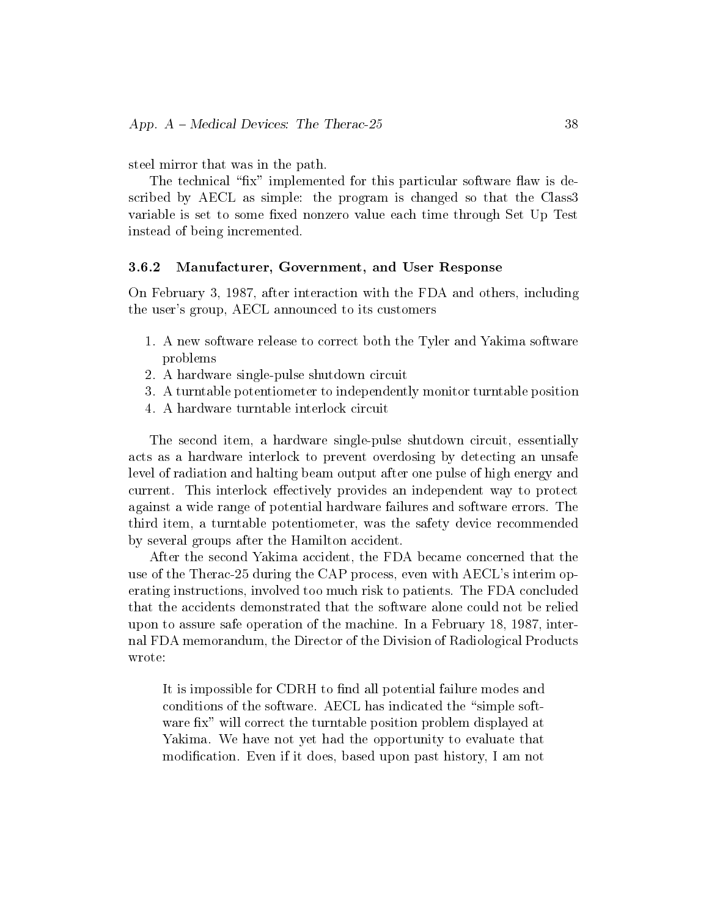steel mirror that was in the path.

The technical "fix" implemented for this particular software flaw is described by AECL as simple: the program is changed so that the Class3 variable is set to some fixed nonzero value each time through Set Up Test instead of being incremented.

### 3.6.2 Manufacturer, Government, and User Response

On February 3, 1987, after interaction with the FDA and others, including the user's group, AECL announced to its customers

1. A new software release to correct both the Tyler and Yakima software problems
2. A hardware single-pulse shutdown circuit
3. A turntable potentiometer to independently monitor turntable position
4. A hardware turntable interlock circuit

The second item, a hardware single-pulse shutdown circuit, essentially acts as a hardware interlock to prevent overdosing by detecting an unsafe level of radiation and halting beam output after one pulse of high energy and current. This interlock effectively provides an independent way to protect against a wide range of potential hardware failures and software errors. The third item, a turntable potentiometer, was the safety device recommended by several groups after the Hamilton accident.

After the second Yakima accident, the FDA became concerned that the use of the Therac-25 during the CAP process, even with AECL's interim operating instructions, involved too much risk to patients. The FDA concluded that the accidents demonstrated that the software alone could not be relied upon to assure safe operation of the machine. In a February 18, 1987, internal FDA memorandum, the Director of the Division of Radiological Products wrote:

> It is impossible for CDRH to find all potential failure modes and conditions of the software. AECL has indicated the "simple software fix" will correct the turntable position problem displayed at Yakima. We have not yet had the opportunity to evaluate that modification. Even if it does, based upon past history, I am not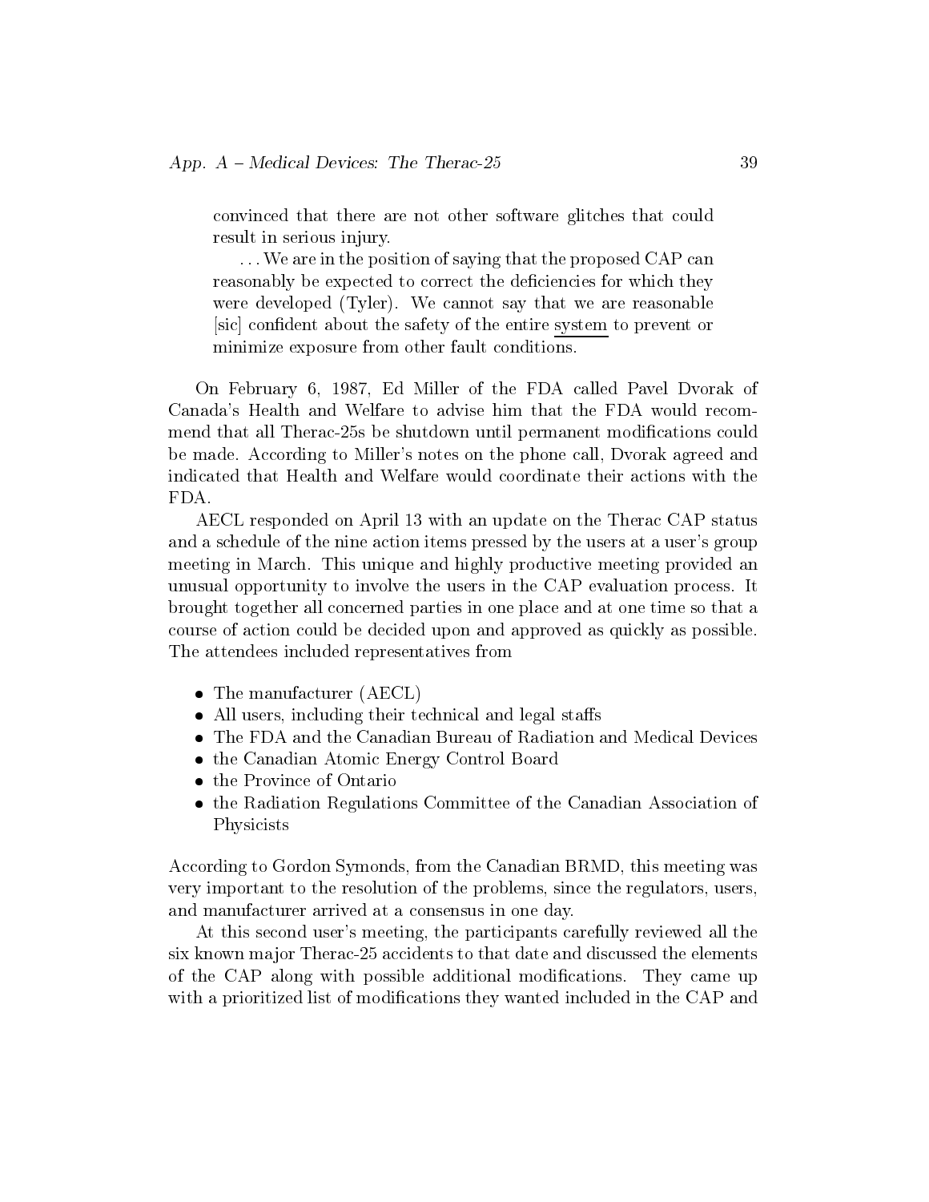> convinced that there are not other software glitches that could result in serious injury.
>
> ... We are in the position of saying that the proposed CAP can reasonably be expected to correct the deficiencies for which they were developed (Tyler). We cannot say that we are reasonable [sic] confident about the safety of the entire system to prevent or minimize exposure from other fault conditions.

On February 6, 1987, Ed Miller of the FDA called Pavel Dvorak of Canada's Health and Welfare to advise him that the FDA would recommend that all Therac-25s be shutdown until permanent modifications could be made. According to Miller's notes on the phone call, Dvorak agreed and indicated that Health and Welfare would coordinate their actions with the FDA.

AECL responded on April 13 with an update on the Therac CAP status and a schedule of the nine action items pressed by the users at a user's group meeting in March. This unique and highly productive meeting provided an unusual opportunity to involve the users in the CAP evaluation process. It brought together all concerned parties in one place and at one time so that a course of action could be decided upon and approved as quickly as possible. The attendees included representatives from

- The manufacturer (AECL)
- All users, including their technical and legal staffs
- The FDA and the Canadian Bureau of Radiation and Medical Devices
- the Canadian Atomic Energy Control Board
- the Province of Ontario
- the Radiation Regulations Committee of the Canadian Association of Physicists

According to Gordon Symonds, from the Canadian BRMD, this meeting was very important to the resolution of the problems, since the regulators, users, and manufacturer arrived at a consensus in one day.

At this second user's meeting, the participants carefully reviewed all the six known major Therac-25 accidents to that date and discussed the elements of the CAP along with possible additional modifications. They came up with a prioritized list of modifications they wanted included in the CAP and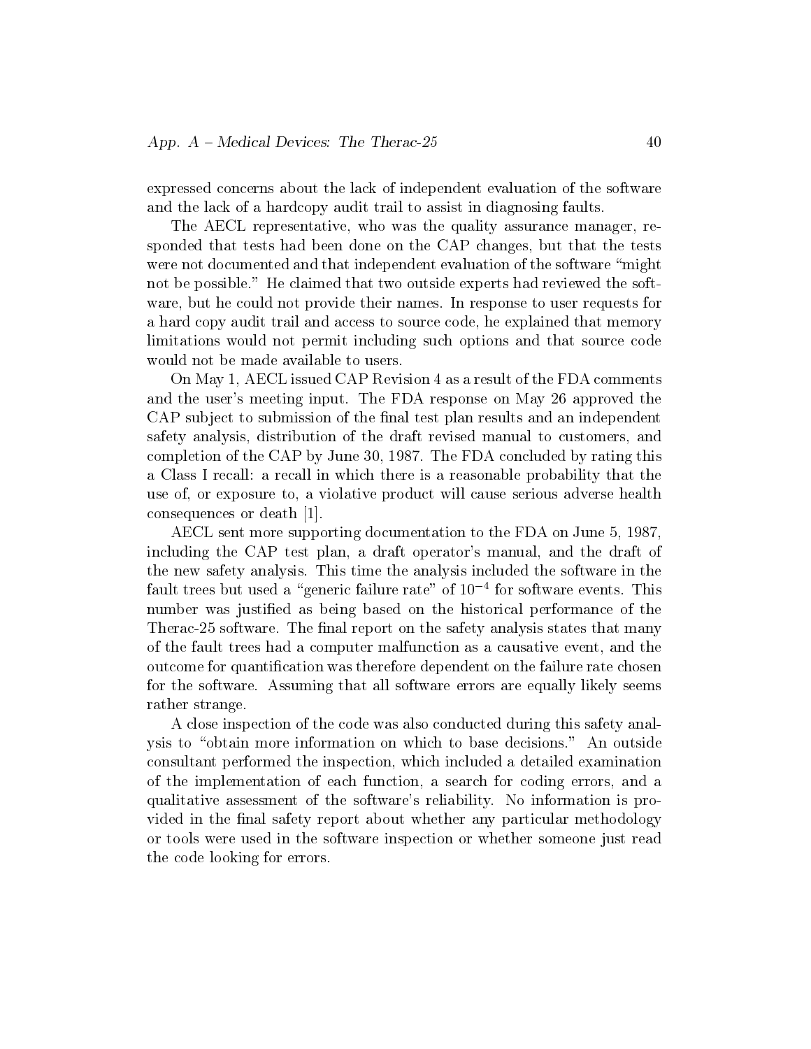expressed concerns about the lack of independent evaluation of the software and the lack of a hardcopy audit trail to assist in diagnosing faults.

The AECL representative, who was the quality assurance manager, responded that tests had been done on the CAP changes, but that the tests were not documented and that independent evaluation of the software "might not be possible." He claimed that two outside experts had reviewed the software, but he could not provide their names. In response to user requests for a hard copy audit trail and access to source code, he explained that memory limitations would not permit including such options and that source code would not be made available to users.

On May 1, AECL issued CAP Revision 4 as a result of the FDA comments and the user's meeting input. The FDA response on May 26 approved the CAP subject to submission of the final test plan results and an independent safety analysis, distribution of the draft revised manual to customers, and completion of the CAP by June 30, 1987. The FDA concluded by rating this a Class I recall: a recall in which there is a reasonable probability that the use of, or exposure to, a violative product will cause serious adverse health consequences or death [1].

AECL sent more supporting documentation to the FDA on June 5, 1987, including the CAP test plan, a draft operator's manual, and the draft of the new safety analysis. This time the analysis included the software in the fault trees but used a "generic failure rate" of $10^{-4}$ for software events. This number was justified as being based on the historical performance of the Therac-25 software. The final report on the safety analysis states that many of the fault trees had a computer malfunction as a causative event, and the outcome for quantification was therefore dependent on the failure rate chosen for the software. Assuming that all software errors are equally likely seems rather strange.

A close inspection of the code was also conducted during this safety analysis to "obtain more information on which to base decisions." An outside consultant performed the inspection, which included a detailed examination of the implementation of each function, a search for coding errors, and a qualitative assessment of the software's reliability. No information is provided in the final safety report about whether any particular methodology or tools were used in the software inspection or whether someone just read the code looking for errors.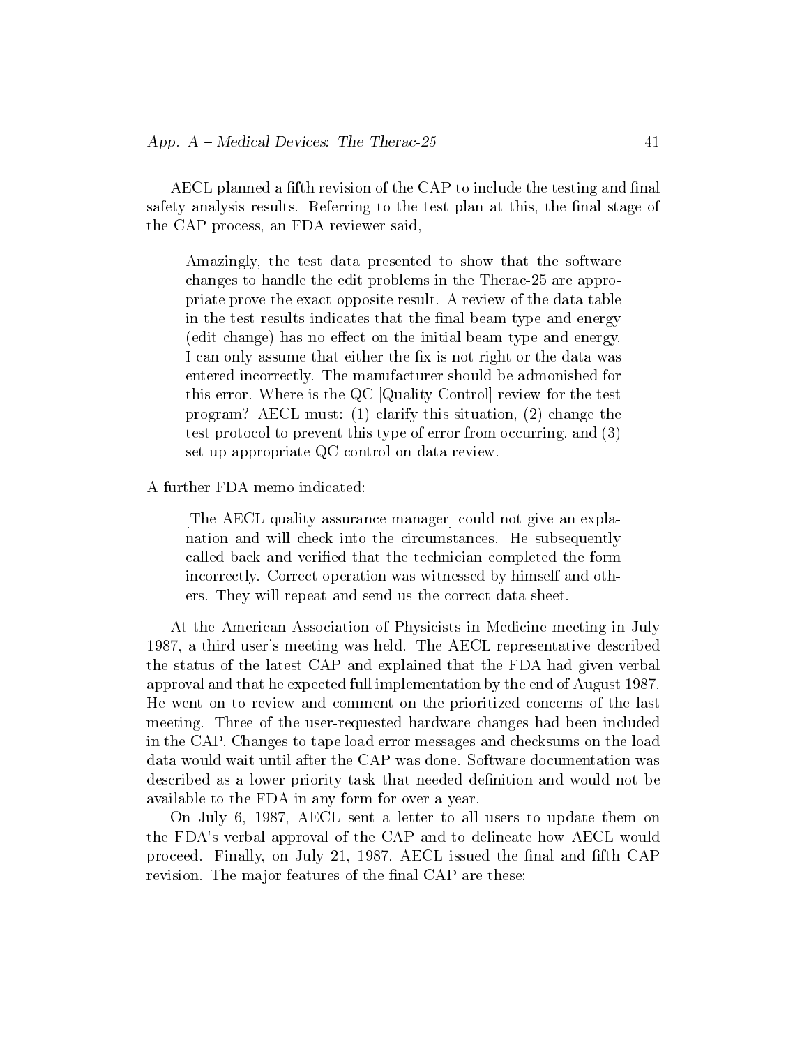AECL planned a fifth revision of the CAP to include the testing and final safety analysis results. Referring to the test plan at this, the final stage of the CAP process, an FDA reviewer said,

> Amazingly, the test data presented to show that the software changes to handle the edit problems in the Therac-25 are appropriate prove the exact opposite result. A review of the data table in the test results indicates that the final beam type and energy (edit change) has no effect on the initial beam type and energy. I can only assume that either the fix is not right or the data was entered incorrectly. The manufacturer should be admonished for this error. Where is the QC [Quality Control] review for the test program? AECL must: (1) clarify this situation, (2) change the test protocol to prevent this type of error from occurring, and (3) set up appropriate QC control on data review.

A further FDA memo indicated:

> [The AECL quality assurance manager] could not give an explanation and will check into the circumstances. He subsequently called back and verified that the technician completed the form incorrectly. Correct operation was witnessed by himself and others. They will repeat and send us the correct data sheet.

At the American Association of Physicists in Medicine meeting in July 1987, a third user's meeting was held. The AECL representative described the status of the latest CAP and explained that the FDA had given verbal approval and that he expected full implementation by the end of August 1987. He went on to review and comment on the prioritized concerns of the last meeting. Three of the user-requested hardware changes had been included in the CAP. Changes to tape load error messages and checksums on the load data would wait until after the CAP was done. Software documentation was described as a lower priority task that needed definition and would not be available to the FDA in any form for over a year.

On July 6, 1987, AECL sent a letter to all users to update them on the FDA's verbal approval of the CAP and to delineate how AECL would proceed. Finally, on July 21, 1987, AECL issued the final and fifth CAP revision. The major features of the final CAP are these: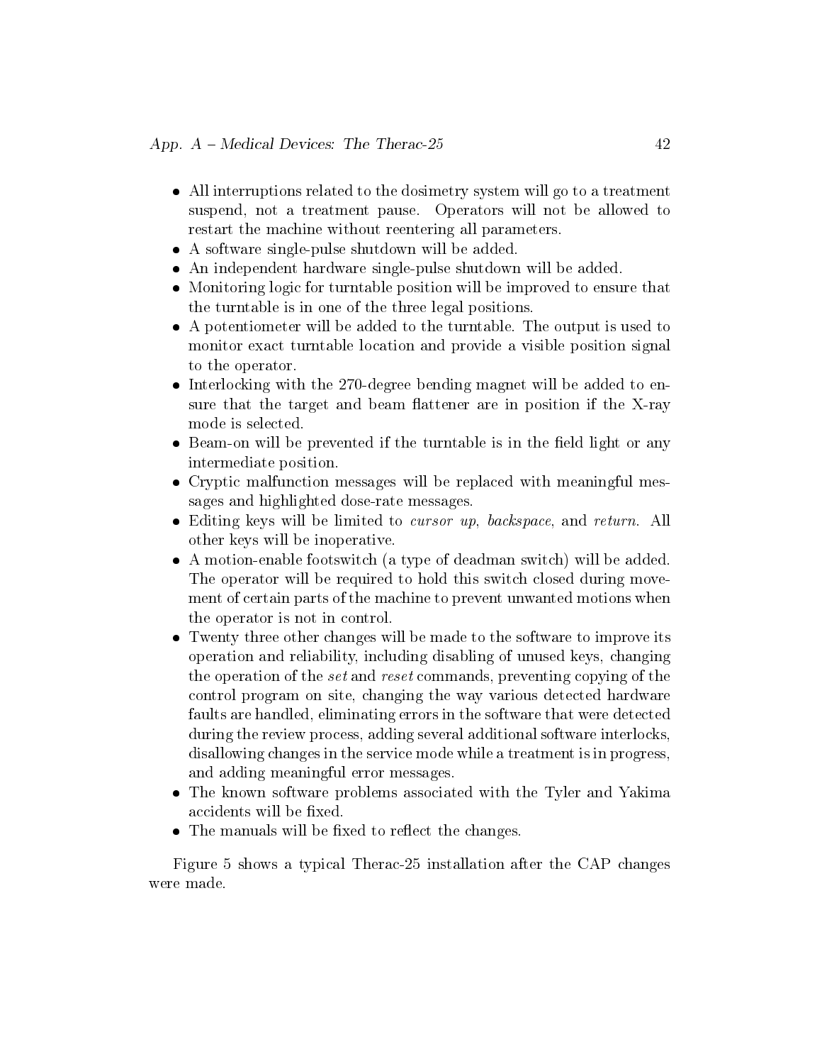- All interruptions related to the dosimetry system will go to a treatment suspend, not a treatment pause. Operators will not be allowed to restart the machine without reentering all parameters.
- A software single-pulse shutdown will be added.
- An independent hardware single-pulse shutdown will be added.
- Monitoring logic for turntable position will be improved to ensure that the turntable is in one of the three legal positions.
- A potentiometer will be added to the turntable. The output is used to monitor exact turntable location and provide a visible position signal to the operator.
- Interlocking with the 270-degree bending magnet will be added to ensure that the target and beam flattener are in position if the X-ray mode is selected.
- Beam-on will be prevented if the turntable is in the field light or any intermediate position.
- Cryptic malfunction messages will be replaced with meaningful messages and highlighted dose-rate messages.
- Editing keys will be limited to *cursor up*, *backspace*, and *return*. All other keys will be inoperative.
- A motion-enable footswitch (a type of deadman switch) will be added. The operator will be required to hold this switch closed during movement of certain parts of the machine to prevent unwanted motions when the operator is not in control.
- Twenty three other changes will be made to the software to improve its operation and reliability, including disabling of unused keys, changing the operation of the *set* and *reset* commands, preventing copying of the control program on site, changing the way various detected hardware faults are handled, eliminating errors in the software that were detected during the review process, adding several additional software interlocks, disallowing changes in the service mode while a treatment is in progress, and adding meaningful error messages.
- The known software problems associated with the Tyler and Yakima accidents will be fixed.
- The manuals will be fixed to reflect the changes.

Figure 5 shows a typical Therac-25 installation after the CAP changes were made.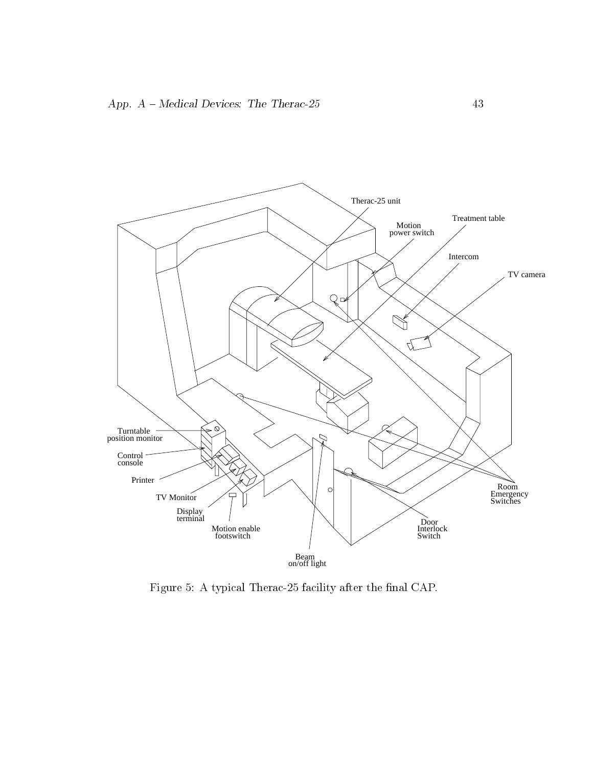Figure 5: A typical Therac-25 facility after the final CAP.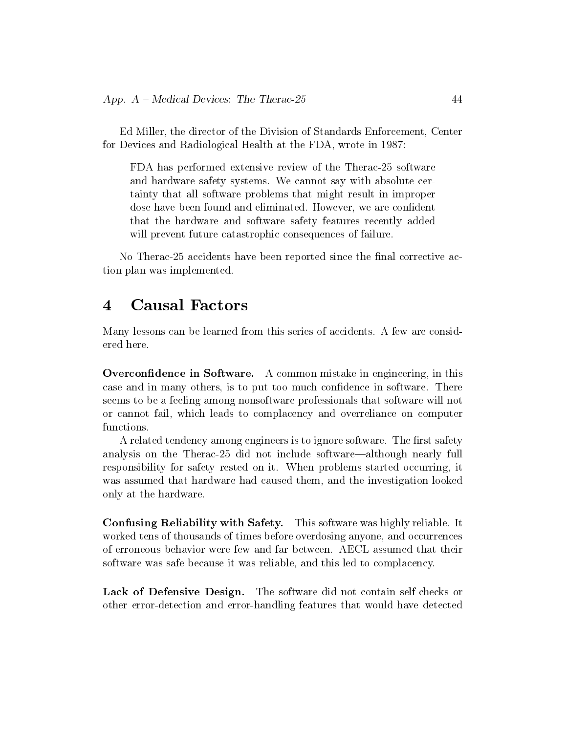Ed Miller, the director of the Division of Standards Enforcement, Center for Devices and Radiological Health at the FDA, wrote in 1987:

> FDA has performed extensive review of the Therac-25 software and hardware safety systems. We cannot say with absolute certainty that all software problems that might result in improper dose have been found and eliminated. However, we are confident that the hardware and software safety features recently added will prevent future catastrophic consequences of failure.

No Therac-25 accidents have been reported since the final corrective action plan was implemented.

## 4 Causal Factors

Many lessons can be learned from this series of accidents. A few are considered here.

**Overconfidence in Software.** A common mistake in engineering, in this case and in many others, is to put too much confidence in software. There seems to be a feeling among nonsoftware professionals that software will not or cannot fail, which leads to complacency and overreliance on computer functions.

A related tendency among engineers is to ignore software. The first safety analysis on the Therac-25 did not include software—although nearly full responsibility for safety rested on it. When problems started occurring, it was assumed that hardware had caused them, and the investigation looked only at the hardware.

**Confusing Reliability with Safety.** This software was highly reliable. It worked tens of thousands of times before overdosing anyone, and occurrences of erroneous behavior were few and far between. AECL assumed that their software was safe because it was reliable, and this led to complacency.

**Lack of Defensive Design.** The software did not contain self-checks or other error-detection and error-handling features that would have detected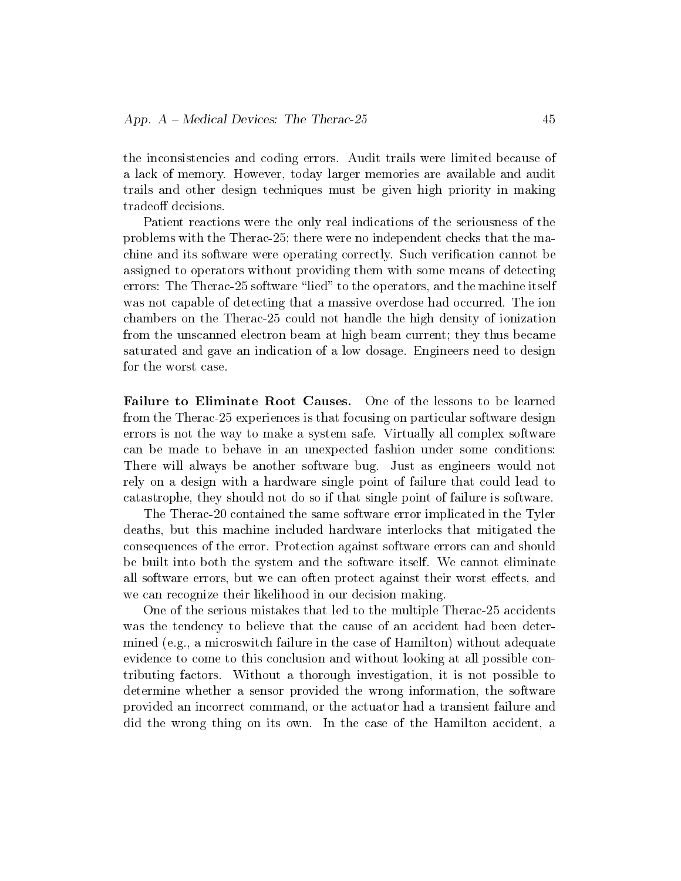the inconsistencies and coding errors. Audit trails were limited because of a lack of memory. However, today larger memories are available and audit trails and other design techniques must be given high priority in making tradeoff decisions.

Patient reactions were the only real indications of the seriousness of the problems with the Therac-25; there were no independent checks that the machine and its software were operating correctly. Such verification cannot be assigned to operators without providing them with some means of detecting errors: The Therac-25 software "lied" to the operators, and the machine itself was not capable of detecting that a massive overdose had occurred. The ion chambers on the Therac-25 could not handle the high density of ionization from the unscanned electron beam at high beam current; they thus became saturated and gave an indication of a low dosage. Engineers need to design for the worst case.

**Failure to Eliminate Root Causes.** One of the lessons to be learned from the Therac-25 experiences is that focusing on particular software design errors is not the way to make a system safe. Virtually all complex software can be made to behave in an unexpected fashion under some conditions: There will always be another software bug. Just as engineers would not rely on a design with a hardware single point of failure that could lead to catastrophe, they should not do so if that single point of failure is software.

The Therac-20 contained the same software error implicated in the Tyler deaths, but this machine included hardware interlocks that mitigated the consequences of the error. Protection against software errors can and should be built into both the system and the software itself. We cannot eliminate all software errors, but we can often protect against their worst effects, and we can recognize their likelihood in our decision making.

One of the serious mistakes that led to the multiple Therac-25 accidents was the tendency to believe that the cause of an accident had been determined (e.g., a microswitch failure in the case of Hamilton) without adequate evidence to come to this conclusion and without looking at all possible contributing factors. Without a thorough investigation, it is not possible to determine whether a sensor provided the wrong information, the software provided an incorrect command, or the actuator had a transient failure and did the wrong thing on its own. In the case of the Hamilton accident, a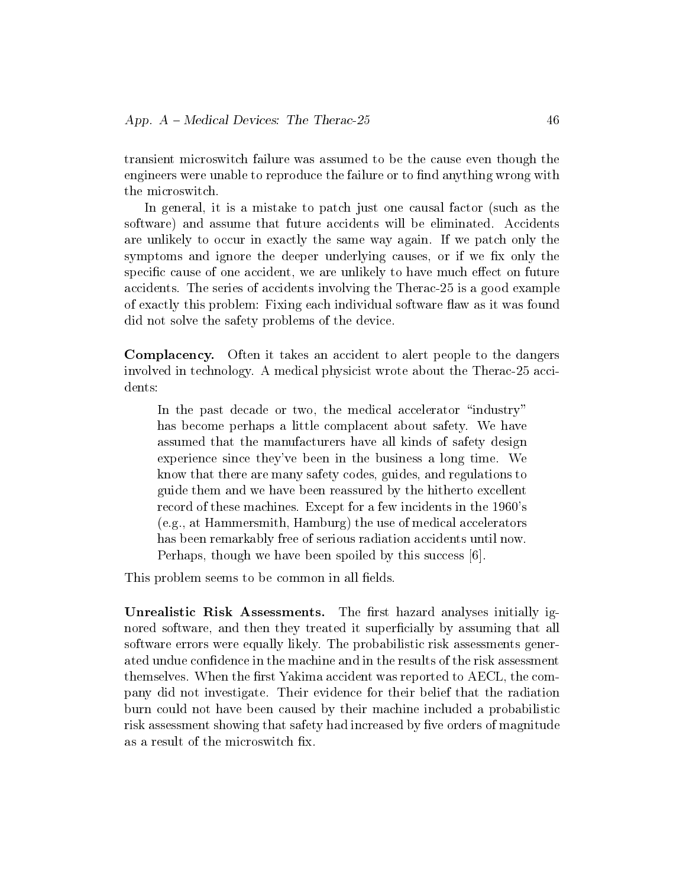transient microswitch failure was assumed to be the cause even though the engineers were unable to reproduce the failure or to find anything wrong with the microswitch.

In general, it is a mistake to patch just one causal factor (such as the software) and assume that future accidents will be eliminated. Accidents are unlikely to occur in exactly the same way again. If we patch only the symptoms and ignore the deeper underlying causes, or if we fix only the specific cause of one accident, we are unlikely to have much effect on future accidents. The series of accidents involving the Therac-25 is a good example of exactly this problem: Fixing each individual software flaw as it was found did not solve the safety problems of the device.

**Complacency.** Often it takes an accident to alert people to the dangers involved in technology. A medical physicist wrote about the Therac-25 accidents:

> In the past decade or two, the medical accelerator "industry" has become perhaps a little complacent about safety. We have assumed that the manufacturers have all kinds of safety design experience since they've been in the business a long time. We know that there are many safety codes, guides, and regulations to guide them and we have been reassured by the hitherto excellent record of these machines. Except for a few incidents in the 1960's (e.g., at Hammersmith, Hamburg) the use of medical accelerators has been remarkably free of serious radiation accidents until now. Perhaps, though we have been spoiled by this success [6].

This problem seems to be common in all fields.

**Unrealistic Risk Assessments.** The first hazard analyses initially ignored software, and then they treated it superficially by assuming that all software errors were equally likely. The probabilistic risk assessments generated undue confidence in the machine and in the results of the risk assessment themselves. When the first Yakima accident was reported to AECL, the company did not investigate. Their evidence for their belief that the radiation burn could not have been caused by their machine included a probabilistic risk assessment showing that safety had increased by five orders of magnitude as a result of the microswitch fix.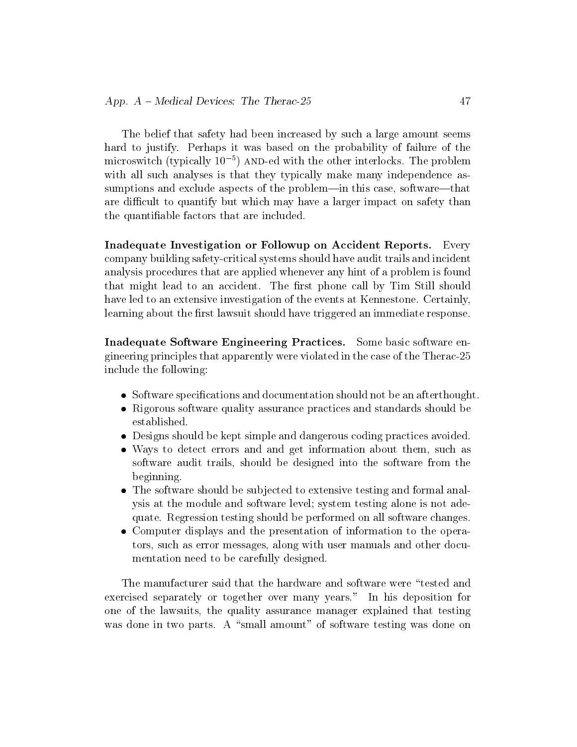The belief that safety had been increased by such a large amount seems hard to justify. Perhaps it was based on the probability of failure of the microswitch (typically $10^{-5}$) AND-ed with the other interlocks. The problem with all such analyses is that they typically make many independence assumptions and exclude aspects of the problem—in this case, software—that are difficult to quantify but which may have a larger impact on safety than the quantifiable factors that are included.

**Inadequate Investigation or Followup on Accident Reports.** Every company building safety-critical systems should have audit trails and incident analysis procedures that are applied whenever any hint of a problem is found that might lead to an accident. The first phone call by Tim Still should have led to an extensive investigation of the events at Kennestone. Certainly, learning about the first lawsuit should have triggered an immediate response.

**Inadequate Software Engineering Practices.** Some basic software engineering principles that apparently were violated in the case of the Therac-25 include the following:

- Software specifications and documentation should not be an afterthought.
- Rigorous software quality assurance practices and standards should be established.
- Designs should be kept simple and dangerous coding practices avoided.
- Ways to detect errors and and get information about them, such as software audit trails, should be designed into the software from the beginning.
- The software should be subjected to extensive testing and formal analysis at the module and software level; system testing alone is not adequate. Regression testing should be performed on all software changes.
- Computer displays and the presentation of information to the operators, such as error messages, along with user manuals and other documentation need to be carefully designed.

The manufacturer said that the hardware and software were "tested and exercised separately or together over many years." In his deposition for one of the lawsuits, the quality assurance manager explained that testing was done in two parts. A "small amount" of software testing was done on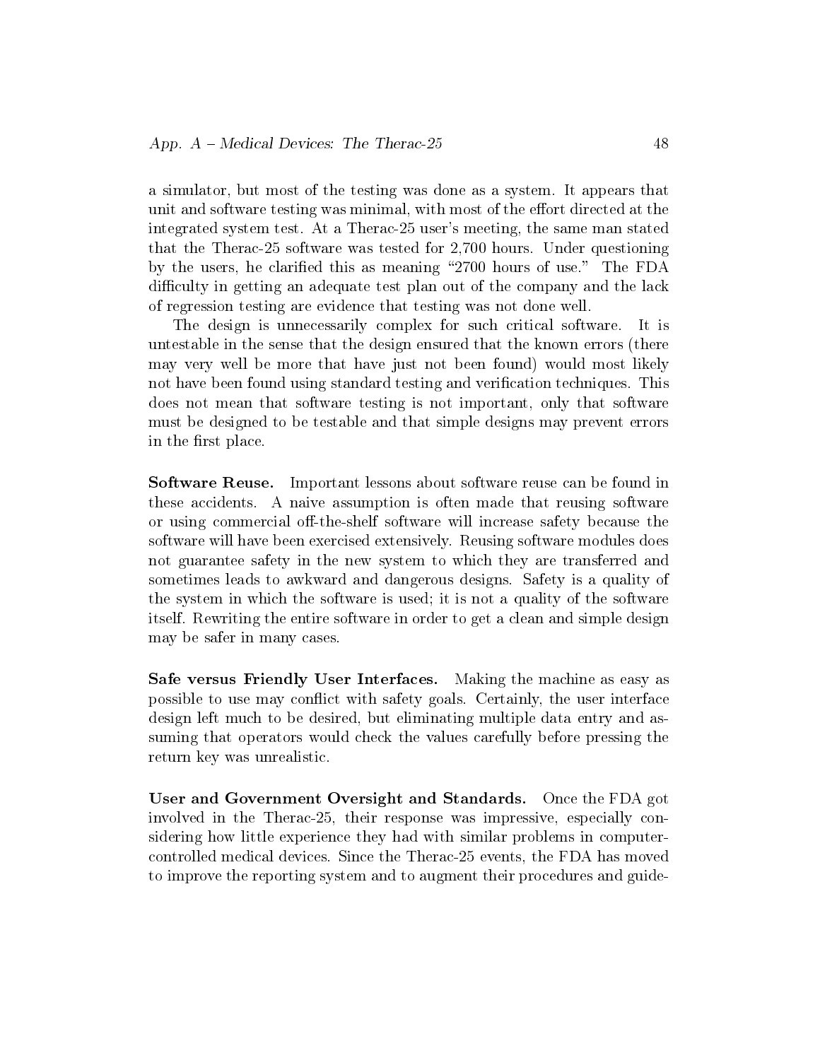a simulator, but most of the testing was done as a system. It appears that unit and software testing was minimal, with most of the effort directed at the integrated system test. At a Therac-25 user's meeting, the same man stated that the Therac-25 software was tested for 2,700 hours. Under questioning by the users, he clarified this as meaning "2700 hours of use." The FDA difficulty in getting an adequate test plan out of the company and the lack of regression testing are evidence that testing was not done well.

The design is unnecessarily complex for such critical software. It is untestable in the sense that the design ensured that the known errors (there may very well be more that have just not been found) would most likely not have been found using standard testing and verification techniques. This does not mean that software testing is not important, only that software must be designed to be testable and that simple designs may prevent errors in the first place.

**Software Reuse.** Important lessons about software reuse can be found in these accidents. A naive assumption is often made that reusing software or using commercial off-the-shelf software will increase safety because the software will have been exercised extensively. Reusing software modules does not guarantee safety in the new system to which they are transferred and sometimes leads to awkward and dangerous designs. Safety is a quality of the system in which the software is used; it is not a quality of the software itself. Rewriting the entire software in order to get a clean and simple design may be safer in many cases.

**Safe versus Friendly User Interfaces.** Making the machine as easy as possible to use may conflict with safety goals. Certainly, the user interface design left much to be desired, but eliminating multiple data entry and assuming that operators would check the values carefully before pressing the return key was unrealistic.

**User and Government Oversight and Standards.** Once the FDA got involved in the Therac-25, their response was impressive, especially considering how little experience they had with similar problems in computer-controlled medical devices. Since the Therac-25 events, the FDA has moved to improve the reporting system and to augment their procedures and guide-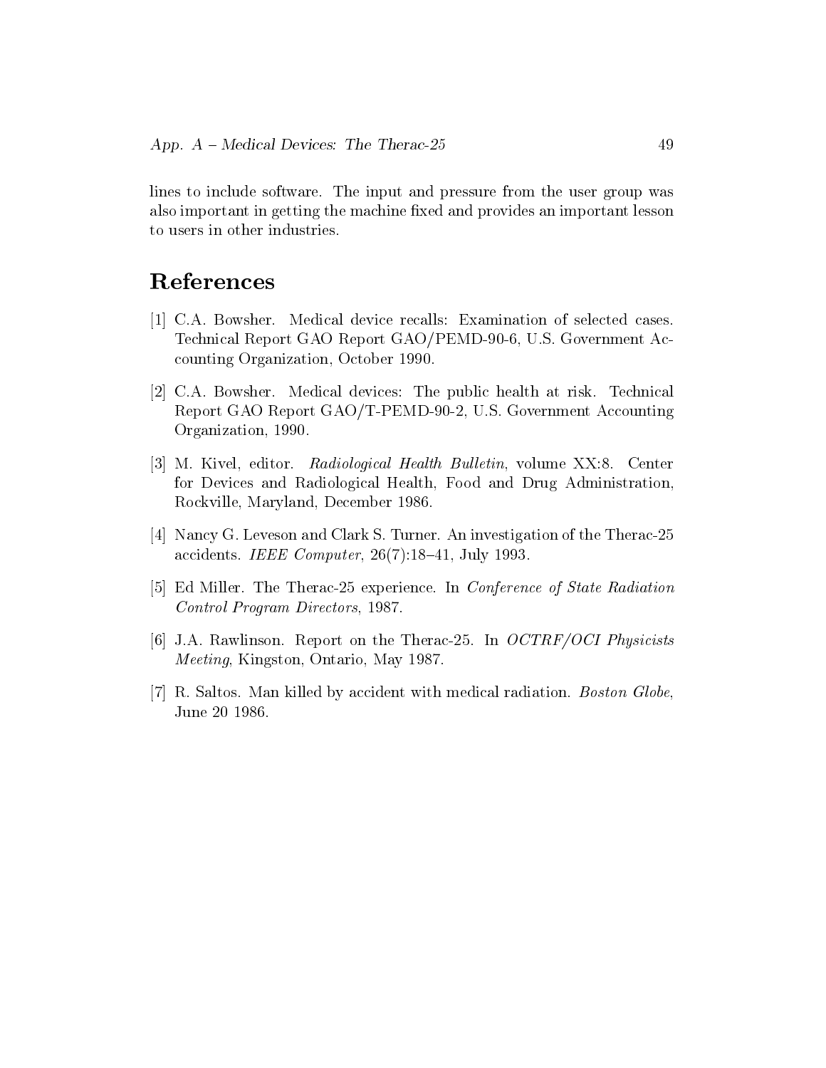lines to include software. The input and pressure from the user group was also important in getting the machine fixed and provides an important lesson to users in other industries.

# References

[1] C.A. Bowsher. Medical device recalls: Examination of selected cases. Technical Report GAO Report GAO/PEMD-90-6, U.S. Government Accounting Organization, October 1990.

[2] C.A. Bowsher. Medical devices: The public health at risk. Technical Report GAO Report GAO/T-PEMD-90-2, U.S. Government Accounting Organization, 1990.

[3] M. Kivel, editor. *Radiological Health Bulletin*, volume XX:8. Center for Devices and Radiological Health, Food and Drug Administration, Rockville, Maryland, December 1986.

[4] Nancy G. Leveson and Clark S. Turner. An investigation of the Therac-25 accidents. *IEEE Computer*, 26(7):18–41, July 1993.

[5] Ed Miller. The Therac-25 experience. In *Conference of State Radiation Control Program Directors*, 1987.

[6] J.A. Rawlinson. Report on the Therac-25. In *OCTRF/OCI Physicists Meeting*, Kingston, Ontario, May 1987.

[7] R. Saltos. Man killed by accident with medical radiation. *Boston Globe*, June 20 1986.